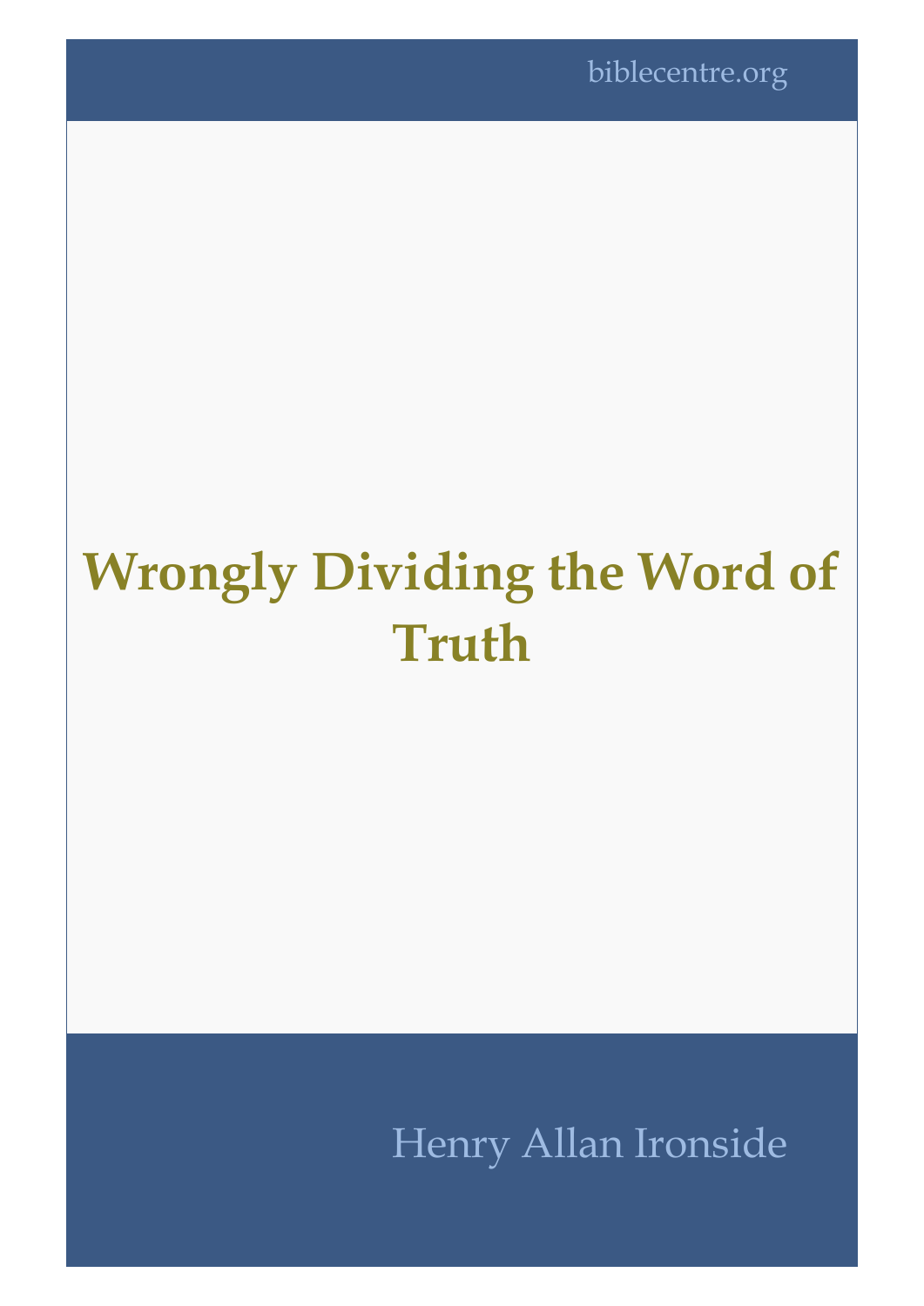biblecentre.org

# Wrongly Dividing the Word of Truth

Henry Allan Ironside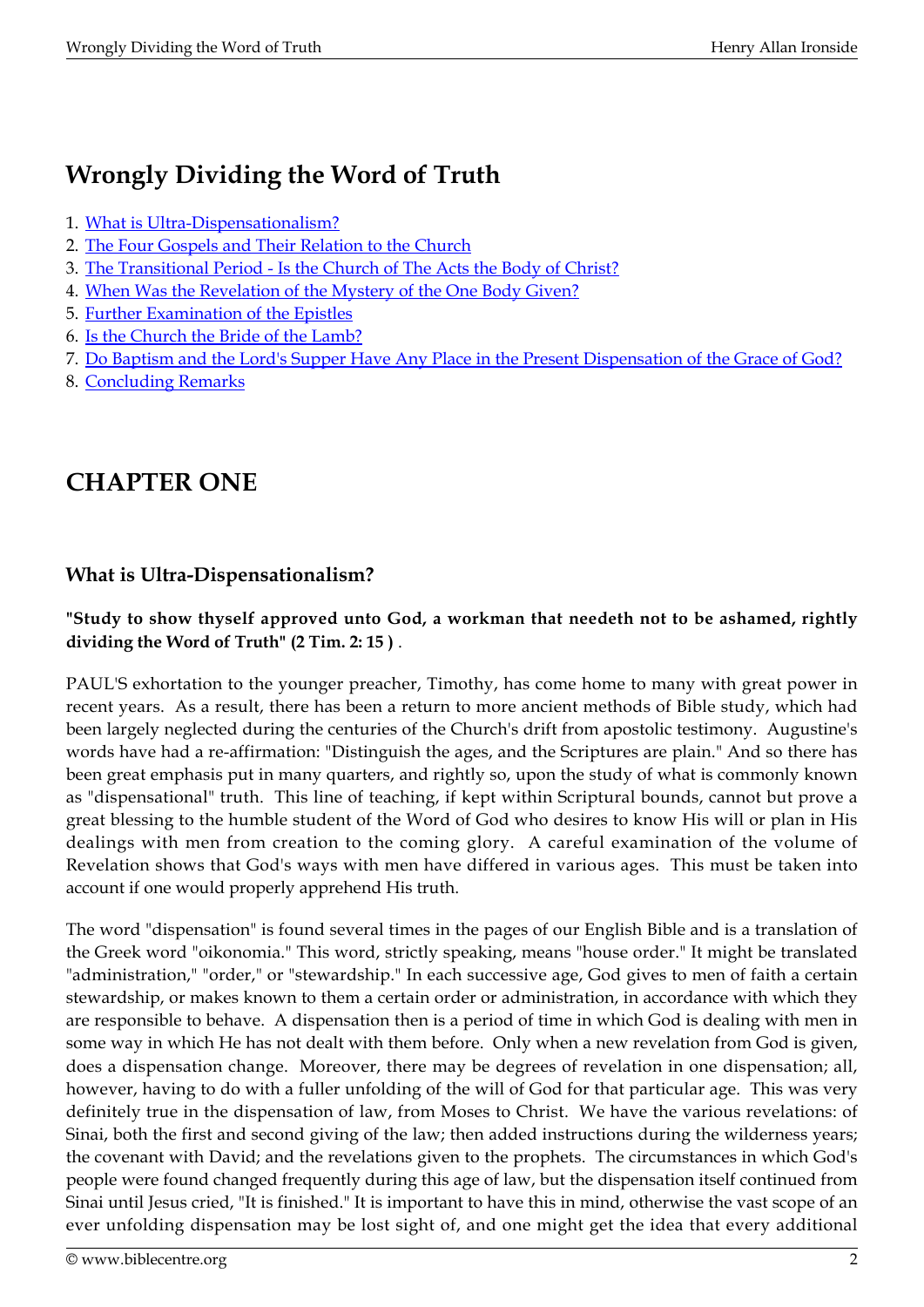# Wrongly Dividing the Word of Truth

1. What is Ultra-Dispensationalism?
2. The Four Gospels and Their Relation to the Church
3. The Transitional Period - Is the Church of The Acts the Body of Christ?
4. When Was the Revelation of the Mystery of the One Body Given?
5. Further Examination of the Epistles
6. Is the Church the Bride of the Lamb?
7. Do Baptism and the Lord's Supper Have Any Place in the Present Dispensation of the Grace of God?
8. Concluding Remarks

## CHAPTER ONE

### What is Ultra-Dispensationalism?

**"Study to show thyself approved unto God, a workman that needeth not to be ashamed, rightly dividing the Word of Truth" (2 Tim. 2: 15 )** .

PAUL'S exhortation to the younger preacher, Timothy, has come home to many with great power in recent years. As a result, there has been a return to more ancient methods of Bible study, which had been largely neglected during the centuries of the Church's drift from apostolic testimony. Augustine's words have had a re-affirmation: "Distinguish the ages, and the Scriptures are plain." And so there has been great emphasis put in many quarters, and rightly so, upon the study of what is commonly known as "dispensational" truth. This line of teaching, if kept within Scriptural bounds, cannot but prove a great blessing to the humble student of the Word of God who desires to know His will or plan in His dealings with men from creation to the coming glory. A careful examination of the volume of Revelation shows that God's ways with men have differed in various ages. This must be taken into account if one would properly apprehend His truth.

The word "dispensation" is found several times in the pages of our English Bible and is a translation of the Greek word "oikonomia." This word, strictly speaking, means "house order." It might be translated "administration," "order," or "stewardship." In each successive age, God gives to men of faith a certain stewardship, or makes known to them a certain order or administration, in accordance with which they are responsible to behave. A dispensation then is a period of time in which God is dealing with men in some way in which He has not dealt with them before. Only when a new revelation from God is given, does a dispensation change. Moreover, there may be degrees of revelation in one dispensation; all, however, having to do with a fuller unfolding of the will of God for that particular age. This was very definitely true in the dispensation of law, from Moses to Christ. We have the various revelations: of Sinai, both the first and second giving of the law; then added instructions during the wilderness years; the covenant with David; and the revelations given to the prophets. The circumstances in which God's people were found changed frequently during this age of law, but the dispensation itself continued from Sinai until Jesus cried, "It is finished." It is important to have this in mind, otherwise the vast scope of an ever unfolding dispensation may be lost sight of, and one might get the idea that every additional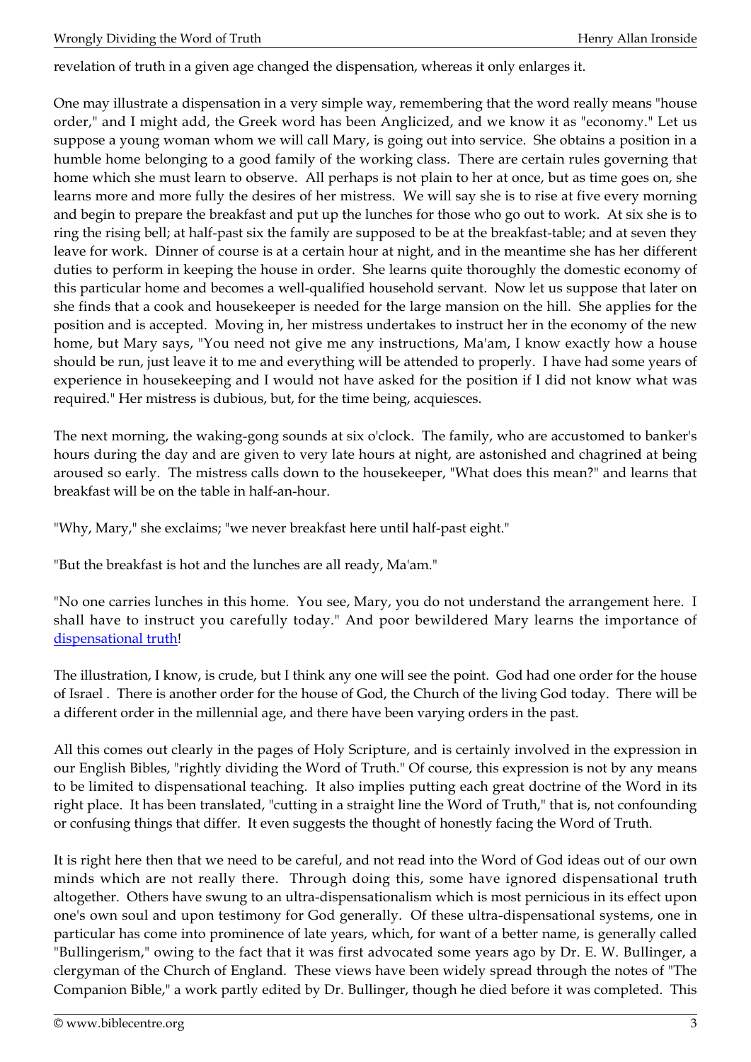revelation of truth in a given age changed the dispensation, whereas it only enlarges it.

One may illustrate a dispensation in a very simple way, remembering that the word really means "house order," and I might add, the Greek word has been Anglicized, and we know it as "economy." Let us suppose a young woman whom we will call Mary, is going out into service. She obtains a position in a humble home belonging to a good family of the working class. There are certain rules governing that home which she must learn to observe. All perhaps is not plain to her at once, but as time goes on, she learns more and more fully the desires of her mistress. We will say she is to rise at five every morning and begin to prepare the breakfast and put up the lunches for those who go out to work. At six she is to ring the rising bell; at half-past six the family are supposed to be at the breakfast-table; and at seven they leave for work. Dinner of course is at a certain hour at night, and in the meantime she has her different duties to perform in keeping the house in order. She learns quite thoroughly the domestic economy of this particular home and becomes a well-qualified household servant. Now let us suppose that later on she finds that a cook and housekeeper is needed for the large mansion on the hill. She applies for the position and is accepted. Moving in, her mistress undertakes to instruct her in the economy of the new home, but Mary says, "You need not give me any instructions, Ma'am, I know exactly how a house should be run, just leave it to me and everything will be attended to properly. I have had some years of experience in housekeeping and I would not have asked for the position if I did not know what was required." Her mistress is dubious, but, for the time being, acquiesces.

The next morning, the waking-gong sounds at six o'clock. The family, who are accustomed to banker's hours during the day and are given to very late hours at night, are astonished and chagrined at being aroused so early. The mistress calls down to the housekeeper, "What does this mean?" and learns that breakfast will be on the table in half-an-hour.

"Why, Mary," she exclaims; "we never breakfast here until half-past eight."

"But the breakfast is hot and the lunches are all ready, Ma'am."

"No one carries lunches in this home. You see, Mary, you do not understand the arrangement here. I shall have to instruct you carefully today." And poor bewildered Mary learns the importance of dispensational truth!

The illustration, I know, is crude, but I think any one will see the point. God had one order for the house of Israel . There is another order for the house of God, the Church of the living God today. There will be a different order in the millennial age, and there have been varying orders in the past.

All this comes out clearly in the pages of Holy Scripture, and is certainly involved in the expression in our English Bibles, "rightly dividing the Word of Truth." Of course, this expression is not by any means to be limited to dispensational teaching. It also implies putting each great doctrine of the Word in its right place. It has been translated, "cutting in a straight line the Word of Truth," that is, not confounding or confusing things that differ. It even suggests the thought of honestly facing the Word of Truth.

It is right here then that we need to be careful, and not read into the Word of God ideas out of our own minds which are not really there. Through doing this, some have ignored dispensational truth altogether. Others have swung to an ultra-dispensationalism which is most pernicious in its effect upon one's own soul and upon testimony for God generally. Of these ultra-dispensational systems, one in particular has come into prominence of late years, which, for want of a better name, is generally called "Bullingerism," owing to the fact that it was first advocated some years ago by Dr. E. W. Bullinger, a clergyman of the Church of England. These views have been widely spread through the notes of "The Companion Bible," a work partly edited by Dr. Bullinger, though he died before it was completed. This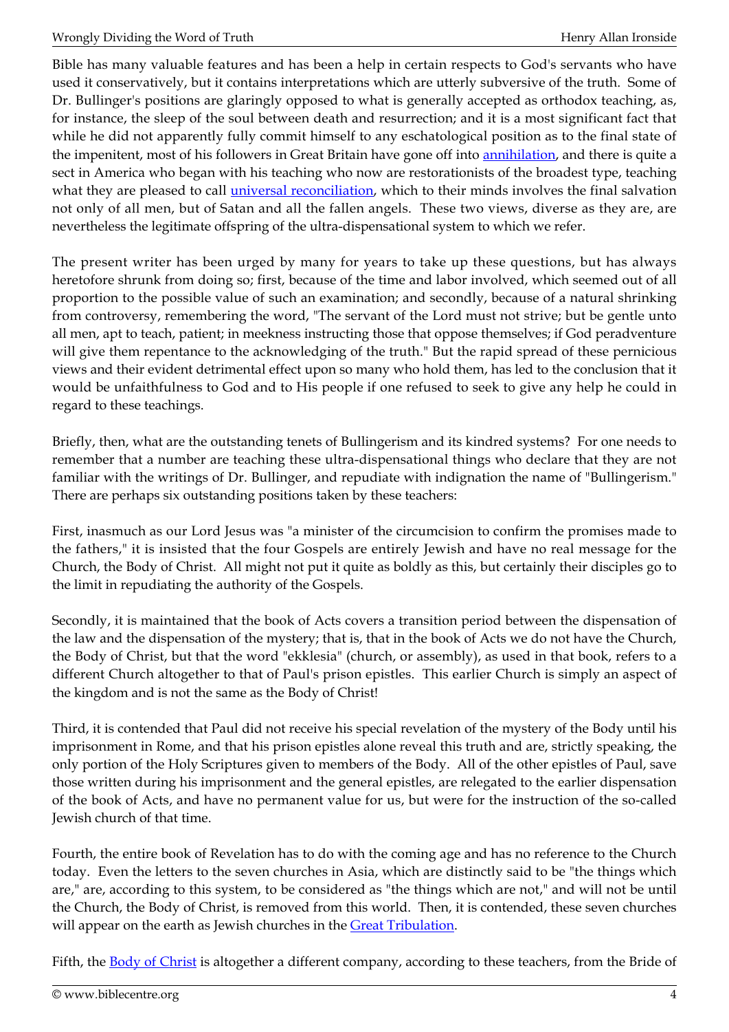Bible has many valuable features and has been a help in certain respects to God's servants who have used it conservatively, but it contains interpretations which are utterly subversive of the truth. Some of Dr. Bullinger's positions are glaringly opposed to what is generally accepted as orthodox teaching, as, for instance, the sleep of the soul between death and resurrection; and it is a most significant fact that while he did not apparently fully commit himself to any eschatological position as to the final state of the impenitent, most of his followers in Great Britain have gone off into annihilation, and there is quite a sect in America who began with his teaching who now are restorationists of the broadest type, teaching what they are pleased to call universal reconciliation, which to their minds involves the final salvation not only of all men, but of Satan and all the fallen angels. These two views, diverse as they are, are nevertheless the legitimate offspring of the ultra-dispensational system to which we refer.

The present writer has been urged by many for years to take up these questions, but has always heretofore shrunk from doing so; first, because of the time and labor involved, which seemed out of all proportion to the possible value of such an examination; and secondly, because of a natural shrinking from controversy, remembering the word, "The servant of the Lord must not strive; but be gentle unto all men, apt to teach, patient; in meekness instructing those that oppose themselves; if God peradventure will give them repentance to the acknowledging of the truth." But the rapid spread of these pernicious views and their evident detrimental effect upon so many who hold them, has led to the conclusion that it would be unfaithfulness to God and to His people if one refused to seek to give any help he could in regard to these teachings.

Briefly, then, what are the outstanding tenets of Bullingerism and its kindred systems? For one needs to remember that a number are teaching these ultra-dispensational things who declare that they are not familiar with the writings of Dr. Bullinger, and repudiate with indignation the name of "Bullingerism." There are perhaps six outstanding positions taken by these teachers:

First, inasmuch as our Lord Jesus was "a minister of the circumcision to confirm the promises made to the fathers," it is insisted that the four Gospels are entirely Jewish and have no real message for the Church, the Body of Christ. All might not put it quite as boldly as this, but certainly their disciples go to the limit in repudiating the authority of the Gospels.

Secondly, it is maintained that the book of Acts covers a transition period between the dispensation of the law and the dispensation of the mystery; that is, that in the book of Acts we do not have the Church, the Body of Christ, but that the word "ekklesia" (church, or assembly), as used in that book, refers to a different Church altogether to that of Paul's prison epistles. This earlier Church is simply an aspect of the kingdom and is not the same as the Body of Christ!

Third, it is contended that Paul did not receive his special revelation of the mystery of the Body until his imprisonment in Rome, and that his prison epistles alone reveal this truth and are, strictly speaking, the only portion of the Holy Scriptures given to members of the Body. All of the other epistles of Paul, save those written during his imprisonment and the general epistles, are relegated to the earlier dispensation of the book of Acts, and have no permanent value for us, but were for the instruction of the so-called Jewish church of that time.

Fourth, the entire book of Revelation has to do with the coming age and has no reference to the Church today. Even the letters to the seven churches in Asia, which are distinctly said to be "the things which are," are, according to this system, to be considered as "the things which are not," and will not be until the Church, the Body of Christ, is removed from this world. Then, it is contended, these seven churches will appear on the earth as Jewish churches in the Great Tribulation.

Fifth, the Body of Christ is altogether a different company, according to these teachers, from the Bride of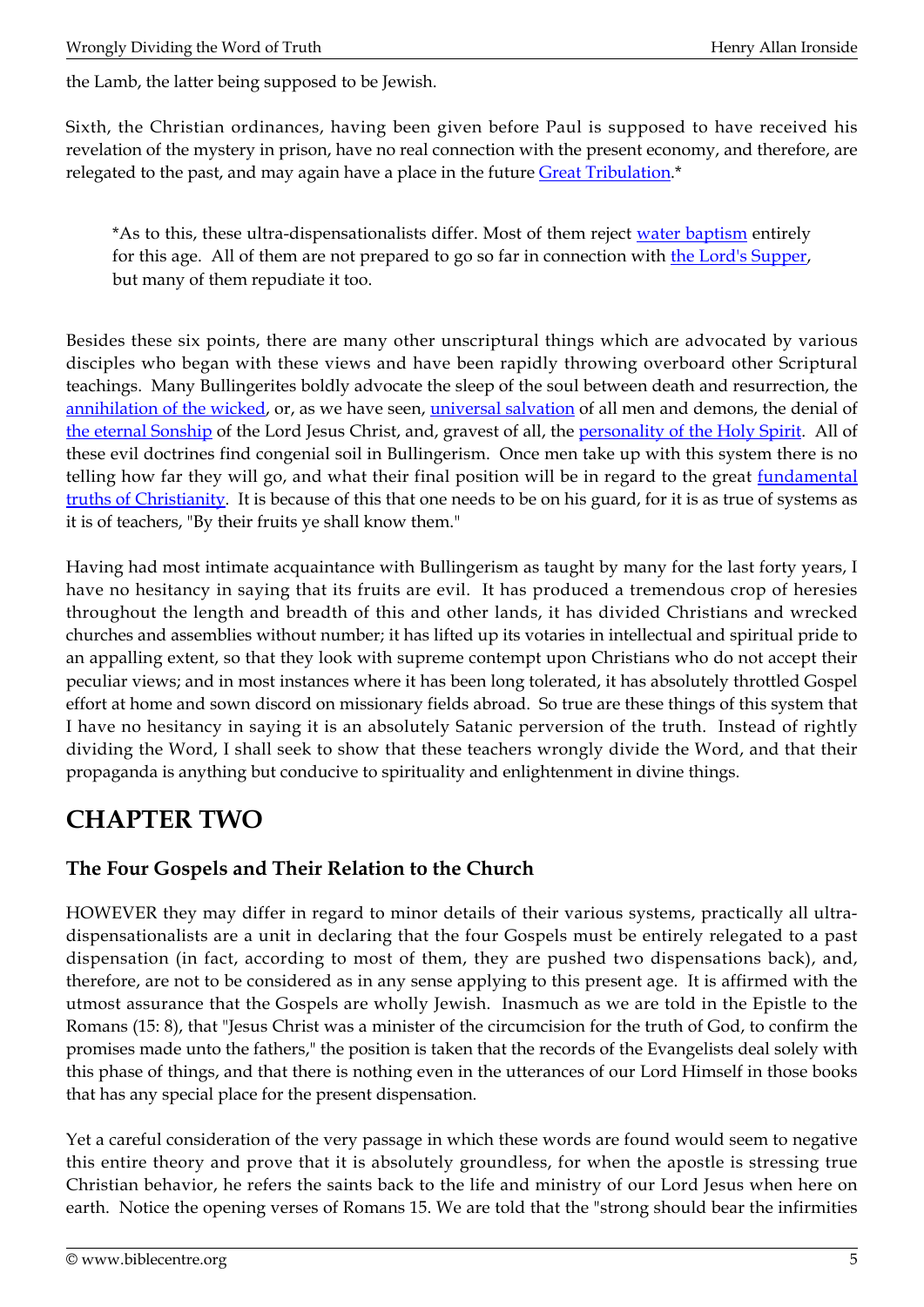the Lamb, the latter being supposed to be Jewish.

Sixth, the Christian ordinances, having been given before Paul is supposed to have received his revelation of the mystery in prison, have no real connection with the present economy, and therefore, are relegated to the past, and may again have a place in the future Great Tribulation.*

> *As to this, these ultra-dispensationalists differ. Most of them reject water baptism entirely for this age. All of them are not prepared to go so far in connection with the Lord's Supper, but many of them repudiate it too.

Besides these six points, there are many other unscriptural things which are advocated by various disciples who began with these views and have been rapidly throwing overboard other Scriptural teachings. Many Bullingerites boldly advocate the sleep of the soul between death and resurrection, the annihilation of the wicked, or, as we have seen, universal salvation of all men and demons, the denial of the eternal Sonship of the Lord Jesus Christ, and, gravest of all, the personality of the Holy Spirit. All of these evil doctrines find congenial soil in Bullingerism. Once men take up with this system there is no telling how far they will go, and what their final position will be in regard to the great fundamental truths of Christianity. It is because of this that one needs to be on his guard, for it is as true of systems as it is of teachers, "By their fruits ye shall know them."

Having had most intimate acquaintance with Bullingerism as taught by many for the last forty years, I have no hesitancy in saying that its fruits are evil. It has produced a tremendous crop of heresies throughout the length and breadth of this and other lands, it has divided Christians and wrecked churches and assemblies without number; it has lifted up its votaries in intellectual and spiritual pride to an appalling extent, so that they look with supreme contempt upon Christians who do not accept their peculiar views; and in most instances where it has been long tolerated, it has absolutely throttled Gospel effort at home and sown discord on missionary fields abroad. So true are these things of this system that I have no hesitancy in saying it is an absolutely Satanic perversion of the truth. Instead of rightly dividing the Word, I shall seek to show that these teachers wrongly divide the Word, and that their propaganda is anything but conducive to spirituality and enlightenment in divine things.

# CHAPTER TWO

### The Four Gospels and Their Relation to the Church

HOWEVER they may differ in regard to minor details of their various systems, practically all ultra-dispensationalists are a unit in declaring that the four Gospels must be entirely relegated to a past dispensation (in fact, according to most of them, they are pushed two dispensations back), and, therefore, are not to be considered as in any sense applying to this present age. It is affirmed with the utmost assurance that the Gospels are wholly Jewish. Inasmuch as we are told in the Epistle to the Romans (15: 8), that "Jesus Christ was a minister of the circumcision for the truth of God, to confirm the promises made unto the fathers," the position is taken that the records of the Evangelists deal solely with this phase of things, and that there is nothing even in the utterances of our Lord Himself in those books that has any special place for the present dispensation.

Yet a careful consideration of the very passage in which these words are found would seem to negative this entire theory and prove that it is absolutely groundless, for when the apostle is stressing true Christian behavior, he refers the saints back to the life and ministry of our Lord Jesus when here on earth. Notice the opening verses of Romans 15. We are told that the "strong should bear the infirmities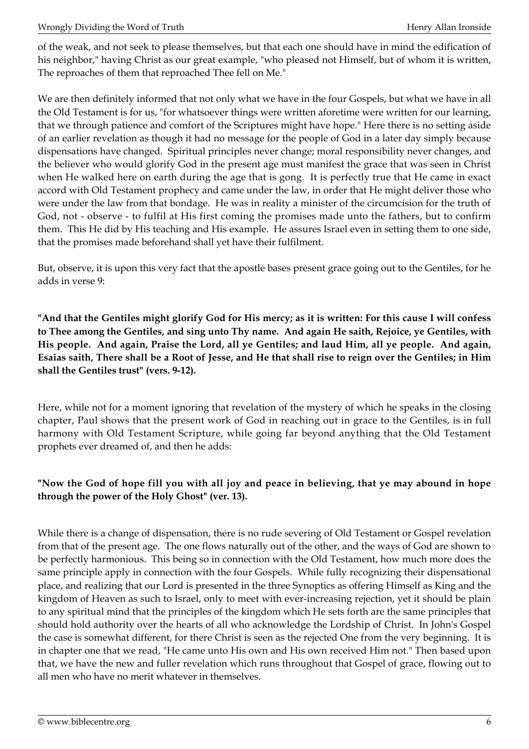of the weak, and not seek to please themselves, but that each one should have in mind the edification of his neighbor," having Christ as our great example, "who pleased not Himself, but of whom it is written, The reproaches of them that reproached Thee fell on Me."

We are then definitely informed that not only what we have in the four Gospels, but what we have in all the Old Testament is for us, "for whatsoever things were written aforetime were written for our learning, that we through patience and comfort of the Scriptures might have hope." Here there is no setting aside of an earlier revelation as though it had no message for the people of God in a later day simply because dispensations have changed. Spiritual principles never change; moral responsibility never changes, and the believer who would glorify God in the present age must manifest the grace that was seen in Christ when He walked here on earth during the age that is gong. It is perfectly true that He came in exact accord with Old Testament prophecy and came under the law, in order that He might deliver those who were under the law from that bondage. He was in reality a minister of the circumcision for the truth of God, not - observe - to fulfil at His first coming the promises made unto the fathers, but to confirm them. This He did by His teaching and His example. He assures Israel even in setting them to one side, that the promises made beforehand shall yet have their fulfilment.

But, observe, it is upon this very fact that the apostle bases present grace going out to the Gentiles, for he adds in verse 9:

**"And that the Gentiles might glorify God for His mercy; as it is written: For this cause I will confess to Thee among the Gentiles, and sing unto Thy name. And again He saith, Rejoice, ye Gentiles, with His people. And again, Praise the Lord, all ye Gentiles; and laud Him, all ye people. And again, Esaias saith, There shall be a Root of Jesse, and He that shall rise to reign over the Gentiles; in Him shall the Gentiles trust" (vers. 9-12).**

Here, while not for a moment ignoring that revelation of the mystery of which he speaks in the closing chapter, Paul shows that the present work of God in reaching out in grace to the Gentiles, is in full harmony with Old Testament Scripture, while going far beyond anything that the Old Testament prophets ever dreamed of, and then he adds:

**"Now the God of hope fill you with all joy and peace in believing, that ye may abound in hope through the power of the Holy Ghost" (ver. 13).**

While there is a change of dispensation, there is no rude severing of Old Testament or Gospel revelation from that of the present age. The one flows naturally out of the other, and the ways of God are shown to be perfectly harmonious. This being so in connection with the Old Testament, how much more does the same principle apply in connection with the four Gospels. While fully recognizing their dispensational place, and realizing that our Lord is presented in the three Synoptics as offering Himself as King and the kingdom of Heaven as such to Israel, only to meet with ever-increasing rejection, yet it should be plain to any spiritual mind that the principles of the kingdom which He sets forth are the same principles that should hold authority over the hearts of all who acknowledge the Lordship of Christ. In John's Gospel the case is somewhat different, for there Christ is seen as the rejected One from the very beginning. It is in chapter one that we read, "He came unto His own and His own received Him not." Then based upon that, we have the new and fuller revelation which runs throughout that Gospel of grace, flowing out to all men who have no merit whatever in themselves.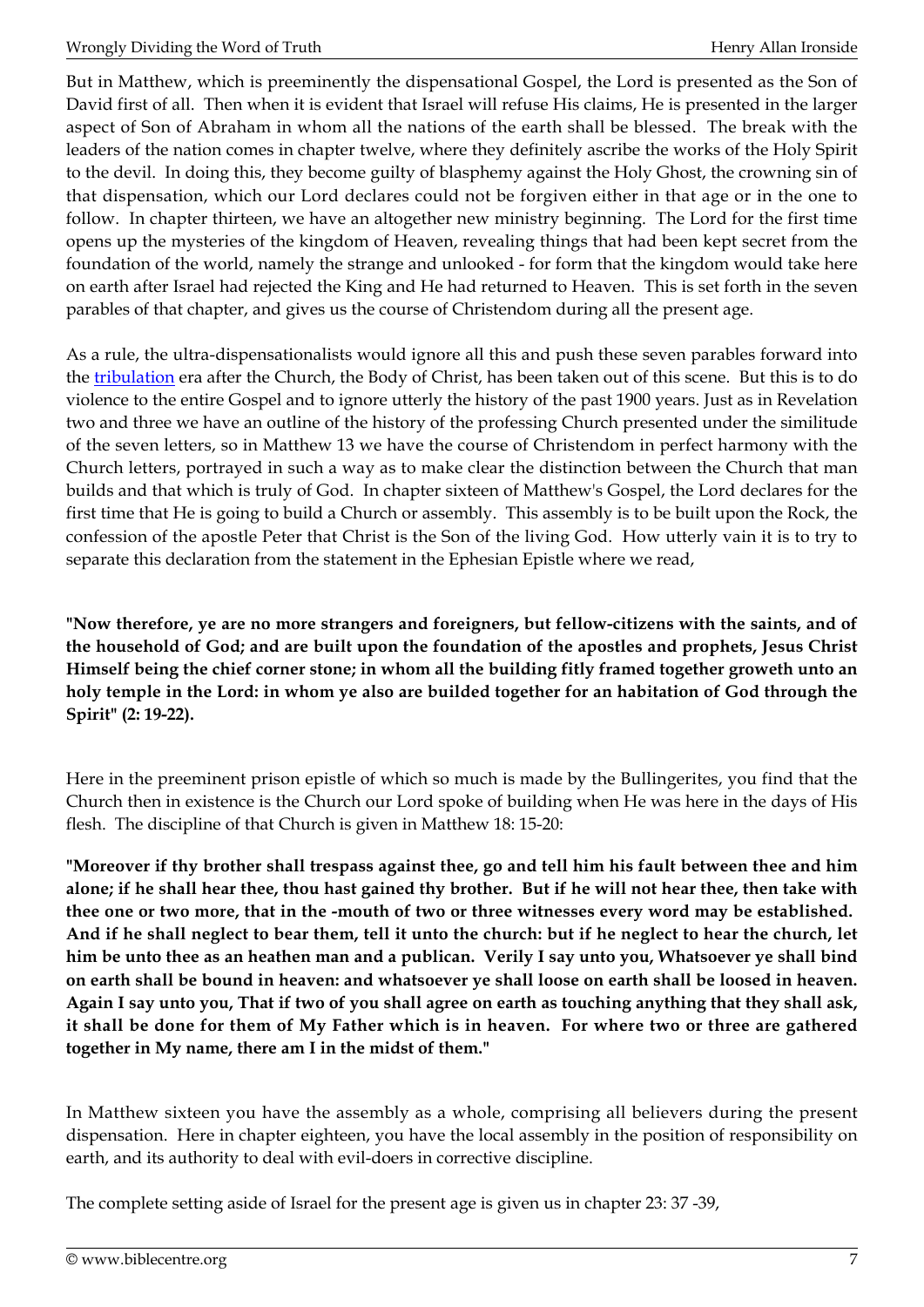But in Matthew, which is preeminently the dispensational Gospel, the Lord is presented as the Son of David first of all. Then when it is evident that Israel will refuse His claims, He is presented in the larger aspect of Son of Abraham in whom all the nations of the earth shall be blessed. The break with the leaders of the nation comes in chapter twelve, where they definitely ascribe the works of the Holy Spirit to the devil. In doing this, they become guilty of blasphemy against the Holy Ghost, the crowning sin of that dispensation, which our Lord declares could not be forgiven either in that age or in the one to follow. In chapter thirteen, we have an altogether new ministry beginning. The Lord for the first time opens up the mysteries of the kingdom of Heaven, revealing things that had been kept secret from the foundation of the world, namely the strange and unlooked - for form that the kingdom would take here on earth after Israel had rejected the King and He had returned to Heaven. This is set forth in the seven parables of that chapter, and gives us the course of Christendom during all the present age.

As a rule, the ultra-dispensationalists would ignore all this and push these seven parables forward into the tribulation era after the Church, the Body of Christ, has been taken out of this scene. But this is to do violence to the entire Gospel and to ignore utterly the history of the past 1900 years. Just as in Revelation two and three we have an outline of the history of the professing Church presented under the similitude of the seven letters, so in Matthew 13 we have the course of Christendom in perfect harmony with the Church letters, portrayed in such a way as to make clear the distinction between the Church that man builds and that which is truly of God. In chapter sixteen of Matthew's Gospel, the Lord declares for the first time that He is going to build a Church or assembly. This assembly is to be built upon the Rock, the confession of the apostle Peter that Christ is the Son of the living God. How utterly vain it is to try to separate this declaration from the statement in the Ephesian Epistle where we read,

**"Now therefore, ye are no more strangers and foreigners, but fellow-citizens with the saints, and of the household of God; and are built upon the foundation of the apostles and prophets, Jesus Christ Himself being the chief corner stone; in whom all the building fitly framed together groweth unto an holy temple in the Lord: in whom ye also are builded together for an habitation of God through the Spirit" (2: 19-22).**

Here in the preeminent prison epistle of which so much is made by the Bullingerites, you find that the Church then in existence is the Church our Lord spoke of building when He was here in the days of His flesh. The discipline of that Church is given in Matthew 18: 15-20:

**"Moreover if thy brother shall trespass against thee, go and tell him his fault between thee and him alone; if he shall hear thee, thou hast gained thy brother. But if he will not hear thee, then take with thee one or two more, that in the -mouth of two or three witnesses every word may be established. And if he shall neglect to bear them, tell it unto the church: but if he neglect to hear the church, let him be unto thee as an heathen man and a publican. Verily I say unto you, Whatsoever ye shall bind on earth shall be bound in heaven: and whatsoever ye shall loose on earth shall be loosed in heaven. Again I say unto you, That if two of you shall agree on earth as touching anything that they shall ask, it shall be done for them of My Father which is in heaven. For where two or three are gathered together in My name, there am I in the midst of them."**

In Matthew sixteen you have the assembly as a whole, comprising all believers during the present dispensation. Here in chapter eighteen, you have the local assembly in the position of responsibility on earth, and its authority to deal with evil-doers in corrective discipline.

The complete setting aside of Israel for the present age is given us in chapter 23: 37 -39,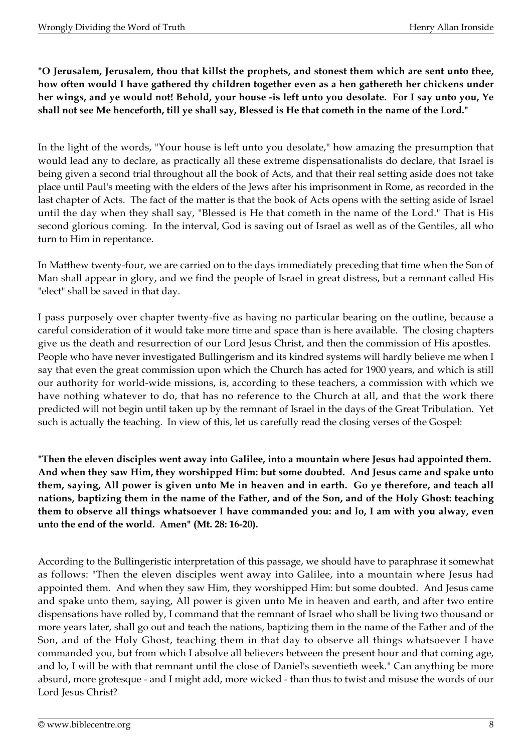**"O Jerusalem, Jerusalem, thou that killst the prophets, and stonest them which are sent unto thee, how often would I have gathered thy children together even as a hen gathereth her chickens under her wings, and ye would not! Behold, your house -is left unto you desolate. For I say unto you, Ye shall not see Me henceforth, till ye shall say, Blessed is He that cometh in the name of the Lord."**

In the light of the words, "Your house is left unto you desolate," how amazing the presumption that would lead any to declare, as practically all these extreme dispensationalists do declare, that Israel is being given a second trial throughout all the book of Acts, and that their real setting aside does not take place until Paul's meeting with the elders of the Jews after his imprisonment in Rome, as recorded in the last chapter of Acts. The fact of the matter is that the book of Acts opens with the setting aside of Israel until the day when they shall say, "Blessed is He that cometh in the name of the Lord." That is His second glorious coming. In the interval, God is saving out of Israel as well as of the Gentiles, all who turn to Him in repentance.

In Matthew twenty-four, we are carried on to the days immediately preceding that time when the Son of Man shall appear in glory, and we find the people of Israel in great distress, but a remnant called His "elect" shall be saved in that day.

I pass purposely over chapter twenty-five as having no particular bearing on the outline, because a careful consideration of it would take more time and space than is here available. The closing chapters give us the death and resurrection of our Lord Jesus Christ, and then the commission of His apostles. People who have never investigated Bullingerism and its kindred systems will hardly believe me when I say that even the great commission upon which the Church has acted for 1900 years, and which is still our authority for world-wide missions, is, according to these teachers, a commission with which we have nothing whatever to do, that has no reference to the Church at all, and that the work there predicted will not begin until taken up by the remnant of Israel in the days of the Great Tribulation. Yet such is actually the teaching. In view of this, let us carefully read the closing verses of the Gospel:

**"Then the eleven disciples went away into Galilee, into a mountain where Jesus had appointed them. And when they saw Him, they worshipped Him: but some doubted. And Jesus came and spake unto them, saying, All power is given unto Me in heaven and in earth. Go ye therefore, and teach all nations, baptizing them in the name of the Father, and of the Son, and of the Holy Ghost: teaching them to observe all things whatsoever I have commanded you: and lo, I am with you alway, even unto the end of the world. Amen" (Mt. 28: 16-20).**

According to the Bullingeristic interpretation of this passage, we should have to paraphrase it somewhat as follows: "Then the eleven disciples went away into Galilee, into a mountain where Jesus had appointed them. And when they saw Him, they worshipped Him: but some doubted. And Jesus came and spake unto them, saying, All power is given unto Me in heaven and earth, and after two entire dispensations have rolled by, I command that the remnant of Israel who shall be living two thousand or more years later, shall go out and teach the nations, baptizing them in the name of the Father and of the Son, and of the Holy Ghost, teaching them in that day to observe all things whatsoever I have commanded you, but from which I absolve all believers between the present hour and that coming age, and lo, I will be with that remnant until the close of Daniel's seventieth week." Can anything be more absurd, more grotesque - and I might add, more wicked - than thus to twist and misuse the words of our Lord Jesus Christ?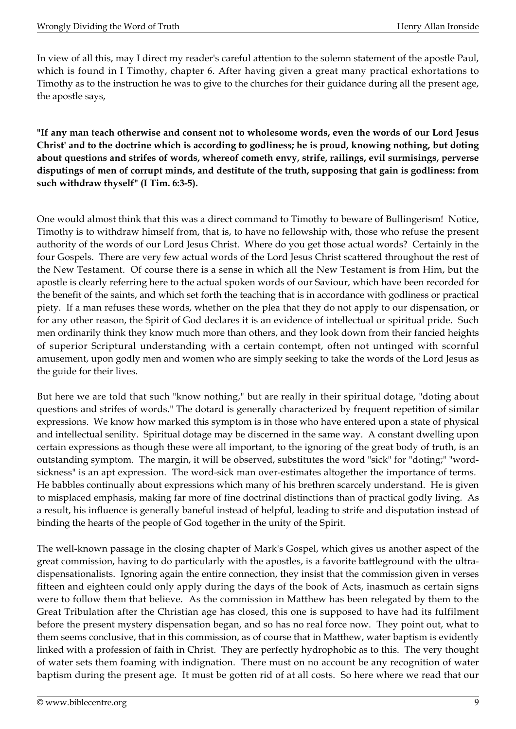In view of all this, may I direct my reader's careful attention to the solemn statement of the apostle Paul, which is found in I Timothy, chapter 6. After having given a great many practical exhortations to Timothy as to the instruction he was to give to the churches for their guidance during all the present age, the apostle says,

**"If any man teach otherwise and consent not to wholesome words, even the words of our Lord Jesus Christ' and to the doctrine which is according to godliness; he is proud, knowing nothing, but doting about questions and strifes of words, whereof cometh envy, strife, railings, evil surmisings, perverse disputings of men of corrupt minds, and destitute of the truth, supposing that gain is godliness: from such withdraw thyself" (I Tim. 6:3-5).**

One would almost think that this was a direct command to Timothy to beware of Bullingerism! Notice, Timothy is to withdraw himself from, that is, to have no fellowship with, those who refuse the present authority of the words of our Lord Jesus Christ. Where do you get those actual words? Certainly in the four Gospels. There are very few actual words of the Lord Jesus Christ scattered throughout the rest of the New Testament. Of course there is a sense in which all the New Testament is from Him, but the apostle is clearly referring here to the actual spoken words of our Saviour, which have been recorded for the benefit of the saints, and which set forth the teaching that is in accordance with godliness or practical piety. If a man refuses these words, whether on the plea that they do not apply to our dispensation, or for any other reason, the Spirit of God declares it is an evidence of intellectual or spiritual pride. Such men ordinarily think they know much more than others, and they look down from their fancied heights of superior Scriptural understanding with a certain contempt, often not untinged with scornful amusement, upon godly men and women who are simply seeking to take the words of the Lord Jesus as the guide for their lives.

But here we are told that such "know nothing," but are really in their spiritual dotage, "doting about questions and strifes of words." The dotard is generally characterized by frequent repetition of similar expressions. We know how marked this symptom is in those who have entered upon a state of physical and intellectual senility. Spiritual dotage may be discerned in the same way. A constant dwelling upon certain expressions as though these were all important, to the ignoring of the great body of truth, is an outstanding symptom. The margin, it will be observed, substitutes the word "sick" for "doting;" "word-sickness" is an apt expression. The word-sick man over-estimates altogether the importance of terms. He babbles continually about expressions which many of his brethren scarcely understand. He is given to misplaced emphasis, making far more of fine doctrinal distinctions than of practical godly living. As a result, his influence is generally baneful instead of helpful, leading to strife and disputation instead of binding the hearts of the people of God together in the unity of the Spirit.

The well-known passage in the closing chapter of Mark's Gospel, which gives us another aspect of the great commission, having to do particularly with the apostles, is a favorite battleground with the ultra-dispensationalists. Ignoring again the entire connection, they insist that the commission given in verses fifteen and eighteen could only apply during the days of the book of Acts, inasmuch as certain signs were to follow them that believe. As the commission in Matthew has been relegated by them to the Great Tribulation after the Christian age has closed, this one is supposed to have had its fulfilment before the present mystery dispensation began, and so has no real force now. They point out, what to them seems conclusive, that in this commission, as of course that in Matthew, water baptism is evidently linked with a profession of faith in Christ. They are perfectly hydrophobic as to this. The very thought of water sets them foaming with indignation. There must on no account be any recognition of water baptism during the present age. It must be gotten rid of at all costs. So here where we read that our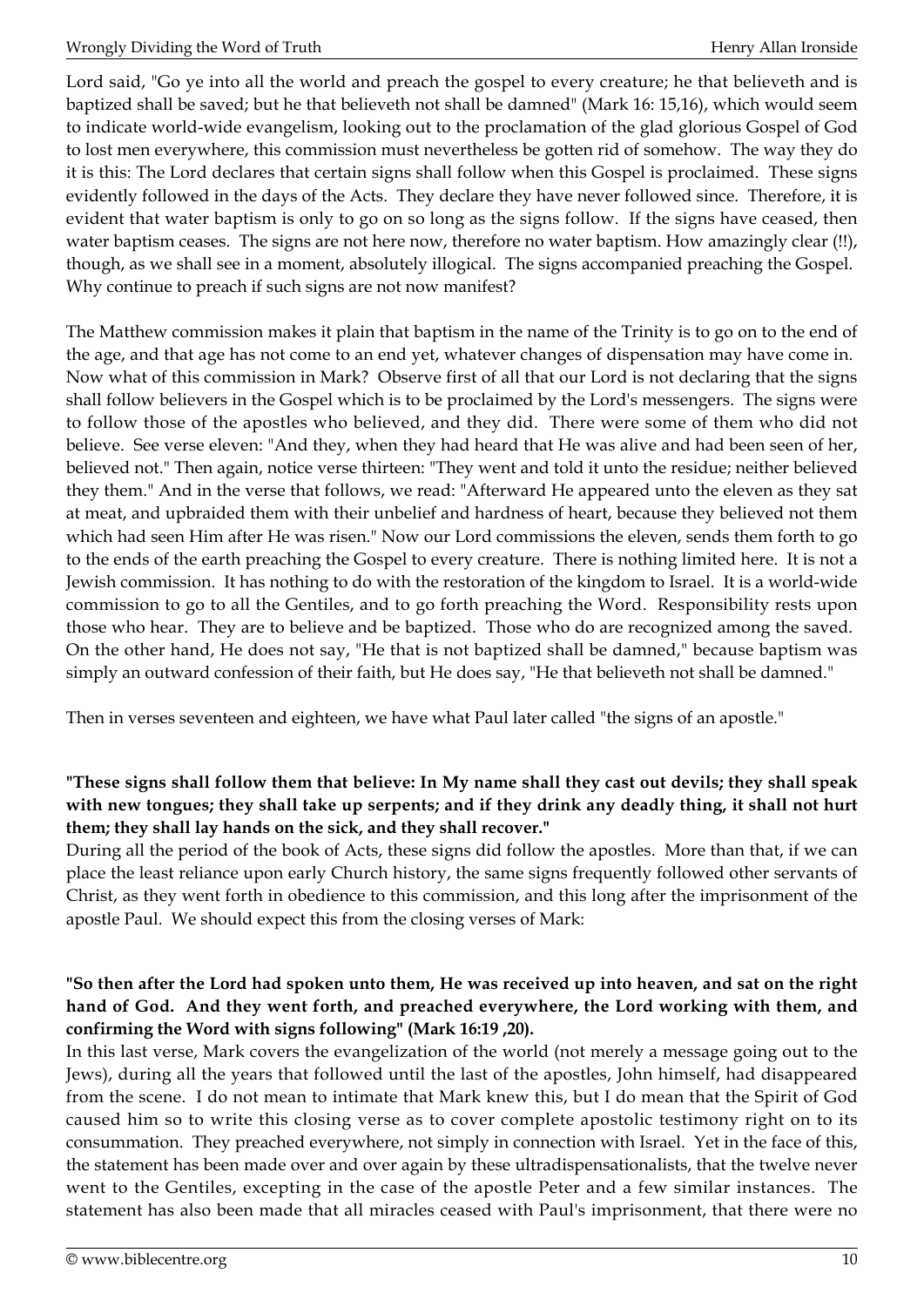Lord said, "Go ye into all the world and preach the gospel to every creature; he that believeth and is baptized shall be saved; but he that believeth not shall be damned" (Mark 16: 15,16), which would seem to indicate world-wide evangelism, looking out to the proclamation of the glad glorious Gospel of God to lost men everywhere, this commission must nevertheless be gotten rid of somehow. The way they do it is this: The Lord declares that certain signs shall follow when this Gospel is proclaimed. These signs evidently followed in the days of the Acts. They declare they have never followed since. Therefore, it is evident that water baptism is only to go on so long as the signs follow. If the signs have ceased, then water baptism ceases. The signs are not here now, therefore no water baptism. How amazingly clear (!!), though, as we shall see in a moment, absolutely illogical. The signs accompanied preaching the Gospel. Why continue to preach if such signs are not now manifest?

The Matthew commission makes it plain that baptism in the name of the Trinity is to go on to the end of the age, and that age has not come to an end yet, whatever changes of dispensation may have come in. Now what of this commission in Mark? Observe first of all that our Lord is not declaring that the signs shall follow believers in the Gospel which is to be proclaimed by the Lord's messengers. The signs were to follow those of the apostles who believed, and they did. There were some of them who did not believe. See verse eleven: "And they, when they had heard that He was alive and had been seen of her, believed not." Then again, notice verse thirteen: "They went and told it unto the residue; neither believed they them." And in the verse that follows, we read: "Afterward He appeared unto the eleven as they sat at meat, and upbraided them with their unbelief and hardness of heart, because they believed not them which had seen Him after He was risen." Now our Lord commissions the eleven, sends them forth to go to the ends of the earth preaching the Gospel to every creature. There is nothing limited here. It is not a Jewish commission. It has nothing to do with the restoration of the kingdom to Israel. It is a world-wide commission to go to all the Gentiles, and to go forth preaching the Word. Responsibility rests upon those who hear. They are to believe and be baptized. Those who do are recognized among the saved. On the other hand, He does not say, "He that is not baptized shall be damned," because baptism was simply an outward confession of their faith, but He does say, "He that believeth not shall be damned."

Then in verses seventeen and eighteen, we have what Paul later called "the signs of an apostle."

**"These signs shall follow them that believe: In My name shall they cast out devils; they shall speak with new tongues; they shall take up serpents; and if they drink any deadly thing, it shall not hurt them; they shall lay hands on the sick, and they shall recover."**

During all the period of the book of Acts, these signs did follow the apostles. More than that, if we can place the least reliance upon early Church history, the same signs frequently followed other servants of Christ, as they went forth in obedience to this commission, and this long after the imprisonment of the apostle Paul. We should expect this from the closing verses of Mark:

**"So then after the Lord had spoken unto them, He was received up into heaven, and sat on the right hand of God. And they went forth, and preached everywhere, the Lord working with them, and confirming the Word with signs following" (Mark 16:19 ,20).**

In this last verse, Mark covers the evangelization of the world (not merely a message going out to the Jews), during all the years that followed until the last of the apostles, John himself, had disappeared from the scene. I do not mean to intimate that Mark knew this, but I do mean that the Spirit of God caused him so to write this closing verse as to cover complete apostolic testimony right on to its consummation. They preached everywhere, not simply in connection with Israel. Yet in the face of this, the statement has been made over and over again by these ultradispensationalists, that the twelve never went to the Gentiles, excepting in the case of the apostle Peter and a few similar instances. The statement has also been made that all miracles ceased with Paul's imprisonment, that there were no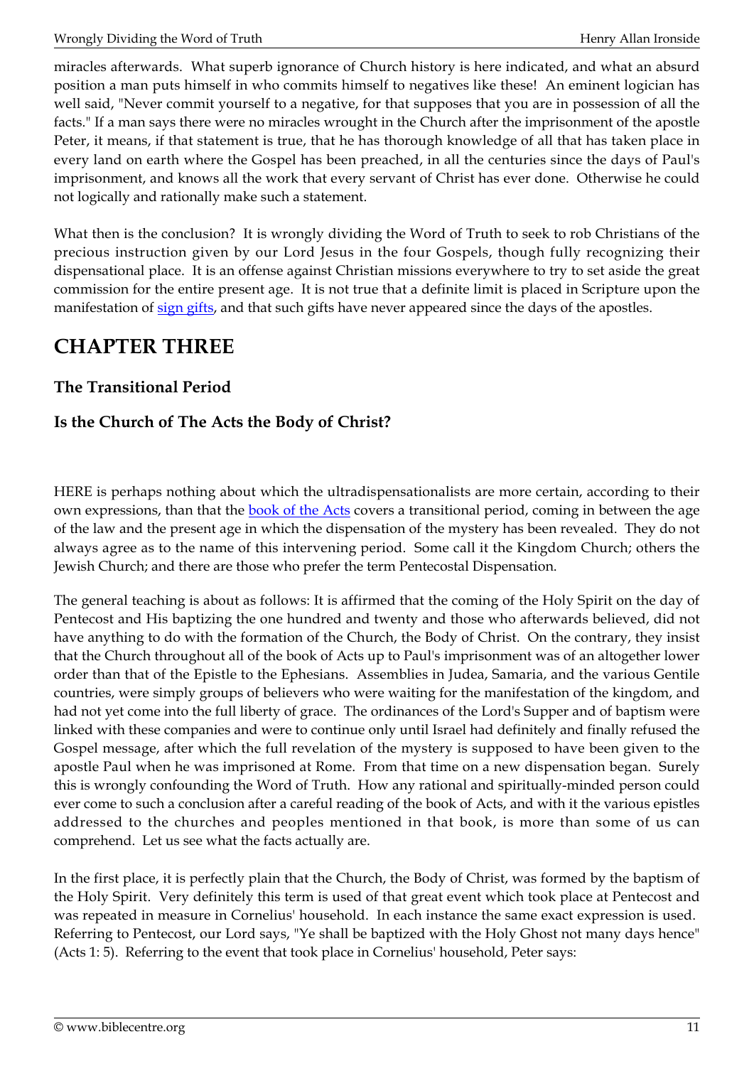miracles afterwards. What superb ignorance of Church history is here indicated, and what an absurd position a man puts himself in who commits himself to negatives like these! An eminent logician has well said, "Never commit yourself to a negative, for that supposes that you are in possession of all the facts." If a man says there were no miracles wrought in the Church after the imprisonment of the apostle Peter, it means, if that statement is true, that he has thorough knowledge of all that has taken place in every land on earth where the Gospel has been preached, in all the centuries since the days of Paul's imprisonment, and knows all the work that every servant of Christ has ever done. Otherwise he could not logically and rationally make such a statement.

What then is the conclusion? It is wrongly dividing the Word of Truth to seek to rob Christians of the precious instruction given by our Lord Jesus in the four Gospels, though fully recognizing their dispensational place. It is an offense against Christian missions everywhere to try to set aside the great commission for the entire present age. It is not true that a definite limit is placed in Scripture upon the manifestation of sign gifts, and that such gifts have never appeared since the days of the apostles.

## CHAPTER THREE

### The Transitional Period

### Is the Church of The Acts the Body of Christ?

HERE is perhaps nothing about which the ultradispensationalists are more certain, according to their own expressions, than that the book of the Acts covers a transitional period, coming in between the age of the law and the present age in which the dispensation of the mystery has been revealed. They do not always agree as to the name of this intervening period. Some call it the Kingdom Church; others the Jewish Church; and there are those who prefer the term Pentecostal Dispensation.

The general teaching is about as follows: It is affirmed that the coming of the Holy Spirit on the day of Pentecost and His baptizing the one hundred and twenty and those who afterwards believed, did not have anything to do with the formation of the Church, the Body of Christ. On the contrary, they insist that the Church throughout all of the book of Acts up to Paul's imprisonment was of an altogether lower order than that of the Epistle to the Ephesians. Assemblies in Judea, Samaria, and the various Gentile countries, were simply groups of believers who were waiting for the manifestation of the kingdom, and had not yet come into the full liberty of grace. The ordinances of the Lord's Supper and of baptism were linked with these companies and were to continue only until Israel had definitely and finally refused the Gospel message, after which the full revelation of the mystery is supposed to have been given to the apostle Paul when he was imprisoned at Rome. From that time on a new dispensation began. Surely this is wrongly confounding the Word of Truth. How any rational and spiritually-minded person could ever come to such a conclusion after a careful reading of the book of Acts, and with it the various epistles addressed to the churches and peoples mentioned in that book, is more than some of us can comprehend. Let us see what the facts actually are.

In the first place, it is perfectly plain that the Church, the Body of Christ, was formed by the baptism of the Holy Spirit. Very definitely this term is used of that great event which took place at Pentecost and was repeated in measure in Cornelius' household. In each instance the same exact expression is used. Referring to Pentecost, our Lord says, "Ye shall be baptized with the Holy Ghost not many days hence" (Acts 1: 5). Referring to the event that took place in Cornelius' household, Peter says: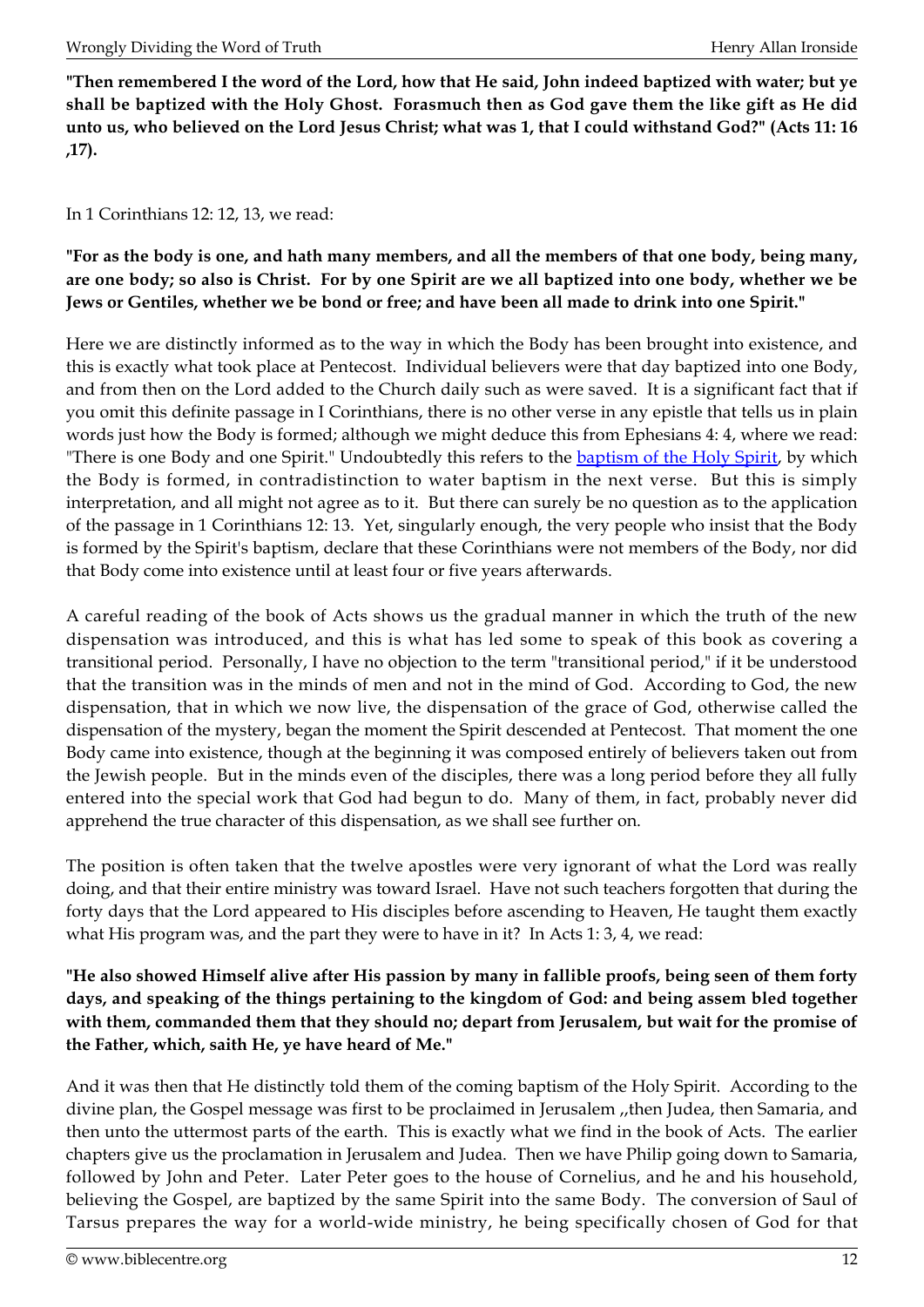**"Then remembered I the word of the Lord, how that He said, John indeed baptized with water; but ye shall be baptized with the Holy Ghost. Forasmuch then as God gave them the like gift as He did unto us, who believed on the Lord Jesus Christ; what was 1, that I could withstand God?" (Acts 11: 16 ,17).**

In 1 Corinthians 12: 12, 13, we read:

**"For as the body is one, and hath many members, and all the members of that one body, being many, are one body; so also is Christ. For by one Spirit are we all baptized into one body, whether we be Jews or Gentiles, whether we be bond or free; and have been all made to drink into one Spirit."**

Here we are distinctly informed as to the way in which the Body has been brought into existence, and this is exactly what took place at Pentecost. Individual believers were that day baptized into one Body, and from then on the Lord added to the Church daily such as were saved. It is a significant fact that if you omit this definite passage in I Corinthians, there is no other verse in any epistle that tells us in plain words just how the Body is formed; although we might deduce this from Ephesians 4: 4, where we read: "There is one Body and one Spirit." Undoubtedly this refers to the baptism of the Holy Spirit, by which the Body is formed, in contradistinction to water baptism in the next verse. But this is simply interpretation, and all might not agree as to it. But there can surely be no question as to the application of the passage in 1 Corinthians 12: 13. Yet, singularly enough, the very people who insist that the Body is formed by the Spirit's baptism, declare that these Corinthians were not members of the Body, nor did that Body come into existence until at least four or five years afterwards.

A careful reading of the book of Acts shows us the gradual manner in which the truth of the new dispensation was introduced, and this is what has led some to speak of this book as covering a transitional period. Personally, I have no objection to the term "transitional period," if it be understood that the transition was in the minds of men and not in the mind of God. According to God, the new dispensation, that in which we now live, the dispensation of the grace of God, otherwise called the dispensation of the mystery, began the moment the Spirit descended at Pentecost. That moment the one Body came into existence, though at the beginning it was composed entirely of believers taken out from the Jewish people. But in the minds even of the disciples, there was a long period before they all fully entered into the special work that God had begun to do. Many of them, in fact, probably never did apprehend the true character of this dispensation, as we shall see further on.

The position is often taken that the twelve apostles were very ignorant of what the Lord was really doing, and that their entire ministry was toward Israel. Have not such teachers forgotten that during the forty days that the Lord appeared to His disciples before ascending to Heaven, He taught them exactly what His program was, and the part they were to have in it? In Acts 1: 3, 4, we read:

**"He also showed Himself alive after His passion by many in fallible proofs, being seen of them forty days, and speaking of the things pertaining to the kingdom of God: and being assem bled together with them, commanded them that they should no; depart from Jerusalem, but wait for the promise of the Father, which, saith He, ye have heard of Me."**

And it was then that He distinctly told them of the coming baptism of the Holy Spirit. According to the divine plan, the Gospel message was first to be proclaimed in Jerusalem ,,then Judea, then Samaria, and then unto the uttermost parts of the earth. This is exactly what we find in the book of Acts. The earlier chapters give us the proclamation in Jerusalem and Judea. Then we have Philip going down to Samaria, followed by John and Peter. Later Peter goes to the house of Cornelius, and he and his household, believing the Gospel, are baptized by the same Spirit into the same Body. The conversion of Saul of Tarsus prepares the way for a world-wide ministry, he being specifically chosen of God for that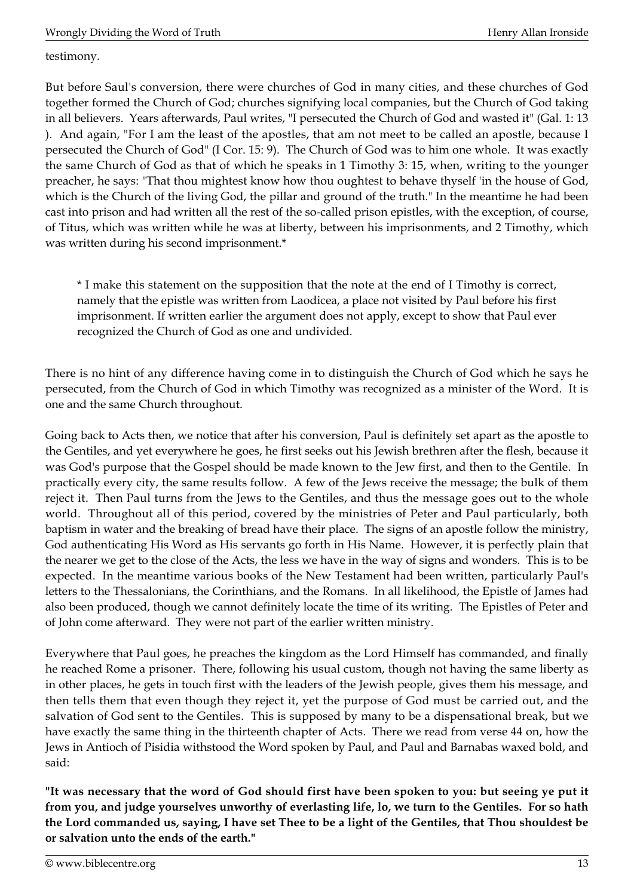testimony.

But before Saul's conversion, there were churches of God in many cities, and these churches of God together formed the Church of God; churches signifying local companies, but the Church of God taking in all believers. Years afterwards, Paul writes, "I persecuted the Church of God and wasted it" (Gal. 1: 13 ). And again, "For I am the least of the apostles, that am not meet to be called an apostle, because I persecuted the Church of God" (I Cor. 15: 9). The Church of God was to him one whole. It was exactly the same Church of God as that of which he speaks in 1 Timothy 3: 15, when, writing to the younger preacher, he says: "That thou mightest know how thou oughtest to behave thyself 'in the house of God, which is the Church of the living God, the pillar and ground of the truth." In the meantime he had been cast into prison and had written all the rest of the so-called prison epistles, with the exception, of course, of Titus, which was written while he was at liberty, between his imprisonments, and 2 Timothy, which was written during his second imprisonment.*

> * I make this statement on the supposition that the note at the end of I Timothy is correct, namely that the epistle was written from Laodicea, a place not visited by Paul before his first imprisonment. If written earlier the argument does not apply, except to show that Paul ever recognized the Church of God as one and undivided.

There is no hint of any difference having come in to distinguish the Church of God which he says he persecuted, from the Church of God in which Timothy was recognized as a minister of the Word. It is one and the same Church throughout.

Going back to Acts then, we notice that after his conversion, Paul is definitely set apart as the apostle to the Gentiles, and yet everywhere he goes, he first seeks out his Jewish brethren after the flesh, because it was God's purpose that the Gospel should be made known to the Jew first, and then to the Gentile. In practically every city, the same results follow. A few of the Jews receive the message; the bulk of them reject it. Then Paul turns from the Jews to the Gentiles, and thus the message goes out to the whole world. Throughout all of this period, covered by the ministries of Peter and Paul particularly, both baptism in water and the breaking of bread have their place. The signs of an apostle follow the ministry, God authenticating His Word as His servants go forth in His Name. However, it is perfectly plain that the nearer we get to the close of the Acts, the less we have in the way of signs and wonders. This is to be expected. In the meantime various books of the New Testament had been written, particularly Paul's letters to the Thessalonians, the Corinthians, and the Romans. In all likelihood, the Epistle of James had also been produced, though we cannot definitely locate the time of its writing. The Epistles of Peter and of John come afterward. They were not part of the earlier written ministry.

Everywhere that Paul goes, he preaches the kingdom as the Lord Himself has commanded, and finally he reached Rome a prisoner. There, following his usual custom, though not having the same liberty as in other places, he gets in touch first with the leaders of the Jewish people, gives them his message, and then tells them that even though they reject it, yet the purpose of God must be carried out, and the salvation of God sent to the Gentiles. This is supposed by many to be a dispensational break, but we have exactly the same thing in the thirteenth chapter of Acts. There we read from verse 44 on, how the Jews in Antioch of Pisidia withstood the Word spoken by Paul, and Paul and Barnabas waxed bold, and said:

**"It was necessary that the word of God should first have been spoken to you: but seeing ye put it from you, and judge yourselves unworthy of everlasting life, lo, we turn to the Gentiles. For so hath the Lord commanded us, saying, I have set Thee to be a light of the Gentiles, that Thou shouldest be or salvation unto the ends of the earth."**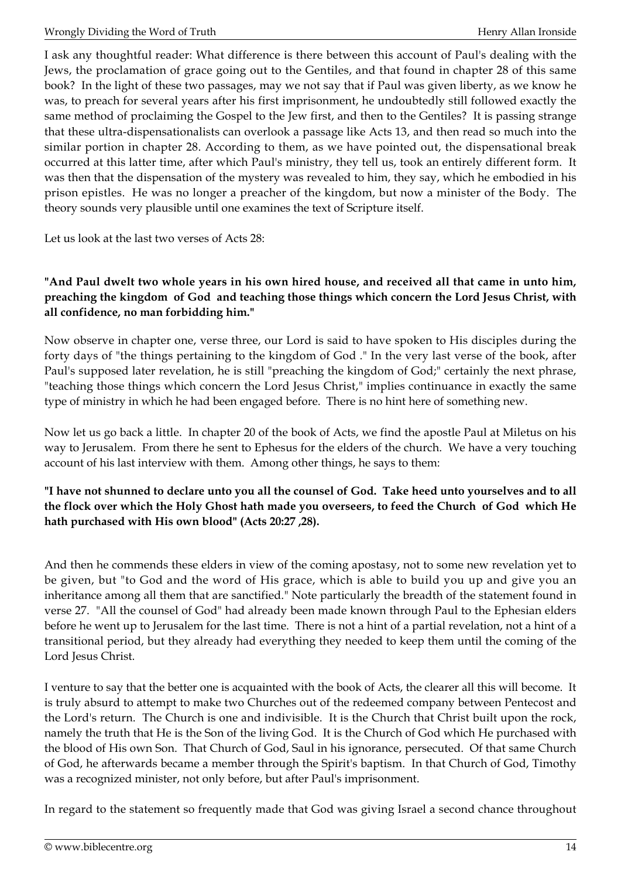I ask any thoughtful reader: What difference is there between this account of Paul's dealing with the Jews, the proclamation of grace going out to the Gentiles, and that found in chapter 28 of this same book? In the light of these two passages, may we not say that if Paul was given liberty, as we know he was, to preach for several years after his first imprisonment, he undoubtedly still followed exactly the same method of proclaiming the Gospel to the Jew first, and then to the Gentiles? It is passing strange that these ultra-dispensationalists can overlook a passage like Acts 13, and then read so much into the similar portion in chapter 28. According to them, as we have pointed out, the dispensational break occurred at this latter time, after which Paul's ministry, they tell us, took an entirely different form. It was then that the dispensation of the mystery was revealed to him, they say, which he embodied in his prison epistles. He was no longer a preacher of the kingdom, but now a minister of the Body. The theory sounds very plausible until one examines the text of Scripture itself.

Let us look at the last two verses of Acts 28:

**"And Paul dwelt two whole years in his own hired house, and received all that came in unto him, preaching the kingdom of God and teaching those things which concern the Lord Jesus Christ, with all confidence, no man forbidding him."**

Now observe in chapter one, verse three, our Lord is said to have spoken to His disciples during the forty days of "the things pertaining to the kingdom of God ." In the very last verse of the book, after Paul's supposed later revelation, he is still "preaching the kingdom of God;" certainly the next phrase, "teaching those things which concern the Lord Jesus Christ," implies continuance in exactly the same type of ministry in which he had been engaged before. There is no hint here of something new.

Now let us go back a little. In chapter 20 of the book of Acts, we find the apostle Paul at Miletus on his way to Jerusalem. From there he sent to Ephesus for the elders of the church. We have a very touching account of his last interview with them. Among other things, he says to them:

**"I have not shunned to declare unto you all the counsel of God. Take heed unto yourselves and to all the flock over which the Holy Ghost hath made you overseers, to feed the Church of God which He hath purchased with His own blood" (Acts 20:27 ,28).**

And then he commends these elders in view of the coming apostasy, not to some new revelation yet to be given, but "to God and the word of His grace, which is able to build you up and give you an inheritance among all them that are sanctified." Note particularly the breadth of the statement found in verse 27. "All the counsel of God" had already been made known through Paul to the Ephesian elders before he went up to Jerusalem for the last time. There is not a hint of a partial revelation, not a hint of a transitional period, but they already had everything they needed to keep them until the coming of the Lord Jesus Christ.

I venture to say that the better one is acquainted with the book of Acts, the clearer all this will become. It is truly absurd to attempt to make two Churches out of the redeemed company between Pentecost and the Lord's return. The Church is one and indivisible. It is the Church that Christ built upon the rock, namely the truth that He is the Son of the living God. It is the Church of God which He purchased with the blood of His own Son. That Church of God, Saul in his ignorance, persecuted. Of that same Church of God, he afterwards became a member through the Spirit's baptism. In that Church of God, Timothy was a recognized minister, not only before, but after Paul's imprisonment.

In regard to the statement so frequently made that God was giving Israel a second chance throughout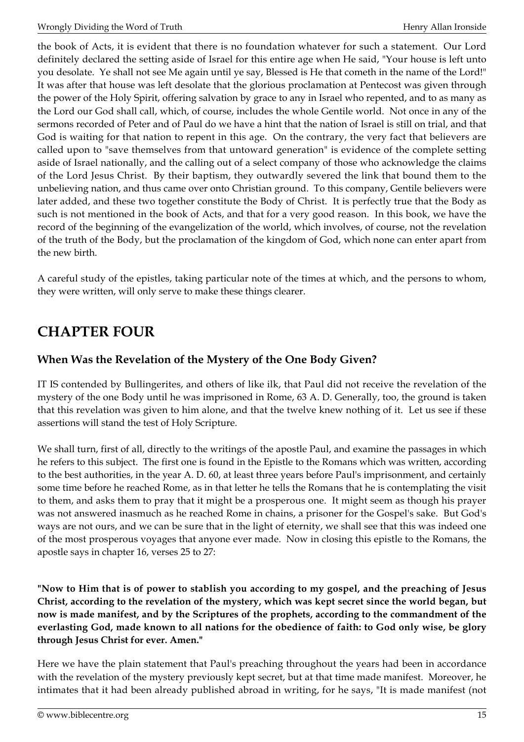the book of Acts, it is evident that there is no foundation whatever for such a statement. Our Lord definitely declared the setting aside of Israel for this entire age when He said, "Your house is left unto you desolate. Ye shall not see Me again until ye say, Blessed is He that cometh in the name of the Lord!" It was after that house was left desolate that the glorious proclamation at Pentecost was given through the power of the Holy Spirit, offering salvation by grace to any in Israel who repented, and to as many as the Lord our God shall call, which, of course, includes the whole Gentile world. Not once in any of the sermons recorded of Peter and of Paul do we have a hint that the nation of Israel is still on trial, and that God is waiting for that nation to repent in this age. On the contrary, the very fact that believers are called upon to "save themselves from that untoward generation" is evidence of the complete setting aside of Israel nationally, and the calling out of a select company of those who acknowledge the claims of the Lord Jesus Christ. By their baptism, they outwardly severed the link that bound them to the unbelieving nation, and thus came over onto Christian ground. To this company, Gentile believers were later added, and these two together constitute the Body of Christ. It is perfectly true that the Body as such is not mentioned in the book of Acts, and that for a very good reason. In this book, we have the record of the beginning of the evangelization of the world, which involves, of course, not the revelation of the truth of the Body, but the proclamation of the kingdom of God, which none can enter apart from the new birth.

A careful study of the epistles, taking particular note of the times at which, and the persons to whom, they were written, will only serve to make these things clearer.

# CHAPTER FOUR

### When Was the Revelation of the Mystery of the One Body Given?

IT IS contended by Bullingerites, and others of like ilk, that Paul did not receive the revelation of the mystery of the one Body until he was imprisoned in Rome, 63 A. D. Generally, too, the ground is taken that this revelation was given to him alone, and that the twelve knew nothing of it. Let us see if these assertions will stand the test of Holy Scripture.

We shall turn, first of all, directly to the writings of the apostle Paul, and examine the passages in which he refers to this subject. The first one is found in the Epistle to the Romans which was written, according to the best authorities, in the year A. D. 60, at least three years before Paul's imprisonment, and certainly some time before he reached Rome, as in that letter he tells the Romans that he is contemplating the visit to them, and asks them to pray that it might be a prosperous one. It might seem as though his prayer was not answered inasmuch as he reached Rome in chains, a prisoner for the Gospel's sake. But God's ways are not ours, and we can be sure that in the light of eternity, we shall see that this was indeed one of the most prosperous voyages that anyone ever made. Now in closing this epistle to the Romans, the apostle says in chapter 16, verses 25 to 27:

**"Now to Him that is of power to stablish you according to my gospel, and the preaching of Jesus Christ, according to the revelation of the mystery, which was kept secret since the world began, but now is made manifest, and by the Scriptures of the prophets, according to the commandment of the everlasting God, made known to all nations for the obedience of faith: to God only wise, be glory through Jesus Christ for ever. Amen."**

Here we have the plain statement that Paul's preaching throughout the years had been in accordance with the revelation of the mystery previously kept secret, but at that time made manifest. Moreover, he intimates that it had been already published abroad in writing, for he says, "It is made manifest (not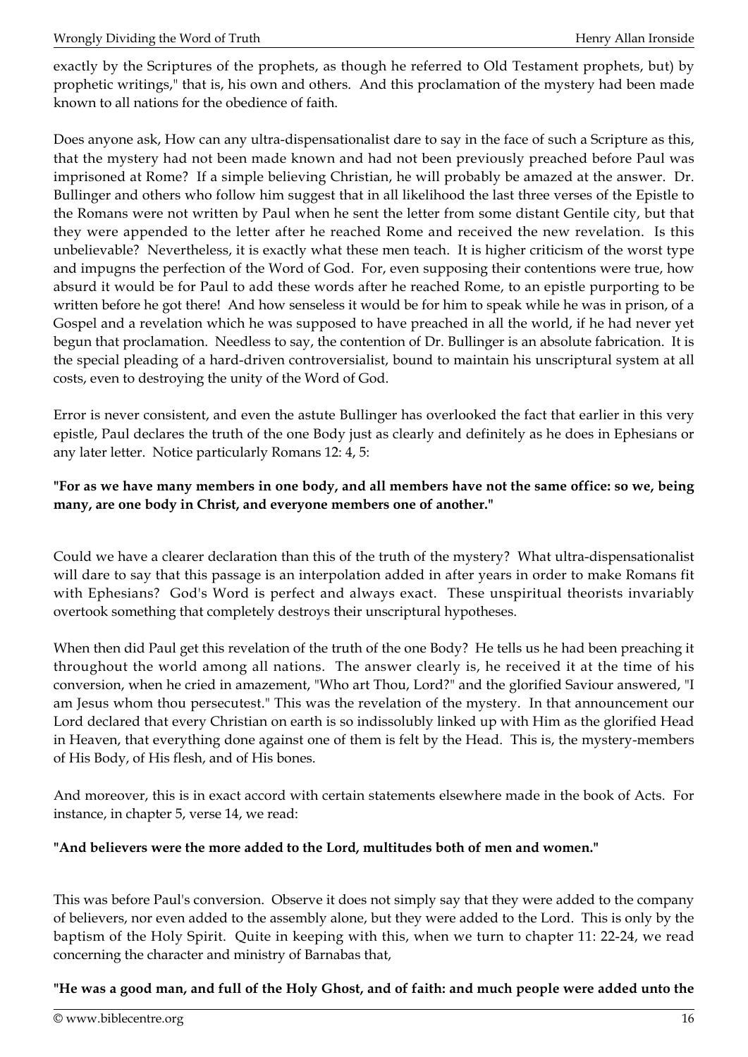exactly by the Scriptures of the prophets, as though he referred to Old Testament prophets, but) by prophetic writings," that is, his own and others. And this proclamation of the mystery had been made known to all nations for the obedience of faith.

Does anyone ask, How can any ultra-dispensationalist dare to say in the face of such a Scripture as this, that the mystery had not been made known and had not been previously preached before Paul was imprisoned at Rome? If a simple believing Christian, he will probably be amazed at the answer. Dr. Bullinger and others who follow him suggest that in all likelihood the last three verses of the Epistle to the Romans were not written by Paul when he sent the letter from some distant Gentile city, but that they were appended to the letter after he reached Rome and received the new revelation. Is this unbelievable? Nevertheless, it is exactly what these men teach. It is higher criticism of the worst type and impugns the perfection of the Word of God. For, even supposing their contentions were true, how absurd it would be for Paul to add these words after he reached Rome, to an epistle purporting to be written before he got there! And how senseless it would be for him to speak while he was in prison, of a Gospel and a revelation which he was supposed to have preached in all the world, if he had never yet begun that proclamation. Needless to say, the contention of Dr. Bullinger is an absolute fabrication. It is the special pleading of a hard-driven controversialist, bound to maintain his unscriptural system at all costs, even to destroying the unity of the Word of God.

Error is never consistent, and even the astute Bullinger has overlooked the fact that earlier in this very epistle, Paul declares the truth of the one Body just as clearly and definitely as he does in Ephesians or any later letter. Notice particularly Romans 12: 4, 5:

**"For as we have many members in one body, and all members have not the same office: so we, being many, are one body in Christ, and everyone members one of another."**

Could we have a clearer declaration than this of the truth of the mystery? What ultra-dispensationalist will dare to say that this passage is an interpolation added in after years in order to make Romans fit with Ephesians? God's Word is perfect and always exact. These unspiritual theorists invariably overtook something that completely destroys their unscriptural hypotheses.

When then did Paul get this revelation of the truth of the one Body? He tells us he had been preaching it throughout the world among all nations. The answer clearly is, he received it at the time of his conversion, when he cried in amazement, "Who art Thou, Lord?" and the glorified Saviour answered, "I am Jesus whom thou persecutest." This was the revelation of the mystery. In that announcement our Lord declared that every Christian on earth is so indissolubly linked up with Him as the glorified Head in Heaven, that everything done against one of them is felt by the Head. This is, the mystery-members of His Body, of His flesh, and of His bones.

And moreover, this is in exact accord with certain statements elsewhere made in the book of Acts. For instance, in chapter 5, verse 14, we read:

**"And believers were the more added to the Lord, multitudes both of men and women."**

This was before Paul's conversion. Observe it does not simply say that they were added to the company of believers, nor even added to the assembly alone, but they were added to the Lord. This is only by the baptism of the Holy Spirit. Quite in keeping with this, when we turn to chapter 11: 22-24, we read concerning the character and ministry of Barnabas that,

**"He was a good man, and full of the Holy Ghost, and of faith: and much people were added unto the**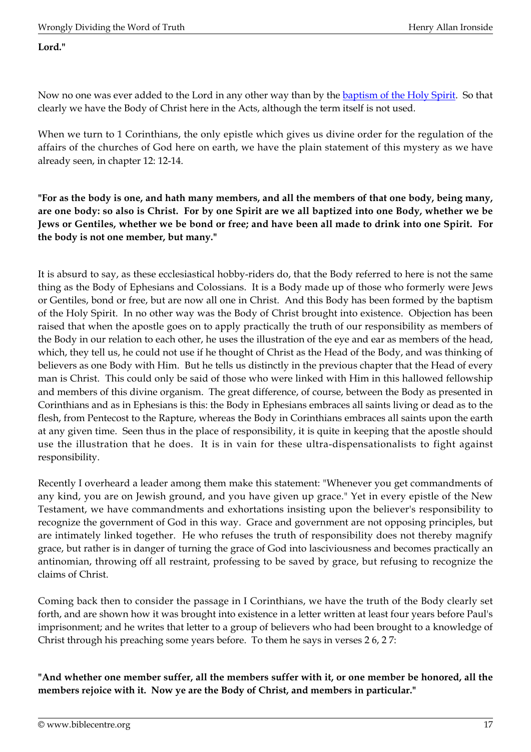**Lord."**

Now no one was ever added to the Lord in any other way than by the baptism of the Holy Spirit. So that clearly we have the Body of Christ here in the Acts, although the term itself is not used.

When we turn to 1 Corinthians, the only epistle which gives us divine order for the regulation of the affairs of the churches of God here on earth, we have the plain statement of this mystery as we have already seen, in chapter 12: 12-14.

**"For as the body is one, and hath many members, and all the members of that one body, being many, are one body: so also is Christ. For by one Spirit are we all baptized into one Body, whether we be Jews or Gentiles, whether we be bond or free; and have been all made to drink into one Spirit. For the body is not one member, but many."**

It is absurd to say, as these ecclesiastical hobby-riders do, that the Body referred to here is not the same thing as the Body of Ephesians and Colossians. It is a Body made up of those who formerly were Jews or Gentiles, bond or free, but are now all one in Christ. And this Body has been formed by the baptism of the Holy Spirit. In no other way was the Body of Christ brought into existence. Objection has been raised that when the apostle goes on to apply practically the truth of our responsibility as members of the Body in our relation to each other, he uses the illustration of the eye and ear as members of the head, which, they tell us, he could not use if he thought of Christ as the Head of the Body, and was thinking of believers as one Body with Him. But he tells us distinctly in the previous chapter that the Head of every man is Christ. This could only be said of those who were linked with Him in this hallowed fellowship and members of this divine organism. The great difference, of course, between the Body as presented in Corinthians and as in Ephesians is this: the Body in Ephesians embraces all saints living or dead as to the flesh, from Pentecost to the Rapture, whereas the Body in Corinthians embraces all saints upon the earth at any given time. Seen thus in the place of responsibility, it is quite in keeping that the apostle should use the illustration that he does. It is in vain for these ultra-dispensationalists to fight against responsibility.

Recently I overheard a leader among them make this statement: "Whenever you get commandments of any kind, you are on Jewish ground, and you have given up grace." Yet in every epistle of the New Testament, we have commandments and exhortations insisting upon the believer's responsibility to recognize the government of God in this way. Grace and government are not opposing principles, but are intimately linked together. He who refuses the truth of responsibility does not thereby magnify grace, but rather is in danger of turning the grace of God into lasciviousness and becomes practically an antinomian, throwing off all restraint, professing to be saved by grace, but refusing to recognize the claims of Christ.

Coming back then to consider the passage in I Corinthians, we have the truth of the Body clearly set forth, and are shown how it was brought into existence in a letter written at least four years before Paul's imprisonment; and he writes that letter to a group of believers who had been brought to a knowledge of Christ through his preaching some years before. To them he says in verses 2 6, 2 7:

**"And whether one member suffer, all the members suffer with it, or one member be honored, all the members rejoice with it. Now ye are the Body of Christ, and members in particular."**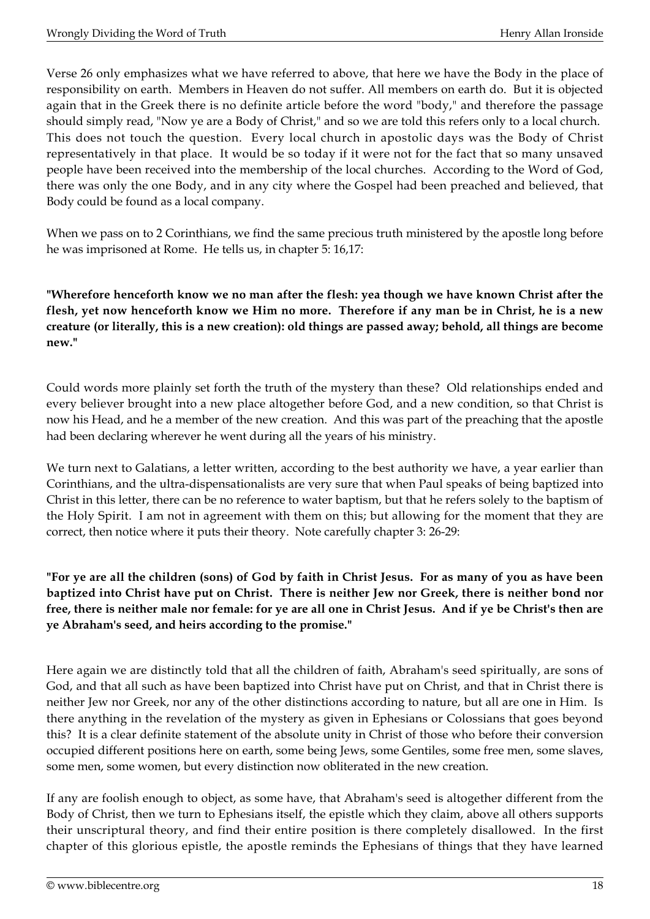Verse 26 only emphasizes what we have referred to above, that here we have the Body in the place of responsibility on earth. Members in Heaven do not suffer. All members on earth do. But it is objected again that in the Greek there is no definite article before the word "body," and therefore the passage should simply read, "Now ye are a Body of Christ," and so we are told this refers only to a local church. This does not touch the question. Every local church in apostolic days was the Body of Christ representatively in that place. It would be so today if it were not for the fact that so many unsaved people have been received into the membership of the local churches. According to the Word of God, there was only the one Body, and in any city where the Gospel had been preached and believed, that Body could be found as a local company.

When we pass on to 2 Corinthians, we find the same precious truth ministered by the apostle long before he was imprisoned at Rome. He tells us, in chapter 5: 16,17:

**"Wherefore henceforth know we no man after the flesh: yea though we have known Christ after the flesh, yet now henceforth know we Him no more. Therefore if any man be in Christ, he is a new creature (or literally, this is a new creation): old things are passed away; behold, all things are become new."**

Could words more plainly set forth the truth of the mystery than these? Old relationships ended and every believer brought into a new place altogether before God, and a new condition, so that Christ is now his Head, and he a member of the new creation. And this was part of the preaching that the apostle had been declaring wherever he went during all the years of his ministry.

We turn next to Galatians, a letter written, according to the best authority we have, a year earlier than Corinthians, and the ultra-dispensationalists are very sure that when Paul speaks of being baptized into Christ in this letter, there can be no reference to water baptism, but that he refers solely to the baptism of the Holy Spirit. I am not in agreement with them on this; but allowing for the moment that they are correct, then notice where it puts their theory. Note carefully chapter 3: 26-29:

**"For ye are all the children (sons) of God by faith in Christ Jesus. For as many of you as have been baptized into Christ have put on Christ. There is neither Jew nor Greek, there is neither bond nor free, there is neither male nor female: for ye are all one in Christ Jesus. And if ye be Christ's then are ye Abraham's seed, and heirs according to the promise."**

Here again we are distinctly told that all the children of faith, Abraham's seed spiritually, are sons of God, and that all such as have been baptized into Christ have put on Christ, and that in Christ there is neither Jew nor Greek, nor any of the other distinctions according to nature, but all are one in Him. Is there anything in the revelation of the mystery as given in Ephesians or Colossians that goes beyond this? It is a clear definite statement of the absolute unity in Christ of those who before their conversion occupied different positions here on earth, some being Jews, some Gentiles, some free men, some slaves, some men, some women, but every distinction now obliterated in the new creation.

If any are foolish enough to object, as some have, that Abraham's seed is altogether different from the Body of Christ, then we turn to Ephesians itself, the epistle which they claim, above all others supports their unscriptural theory, and find their entire position is there completely disallowed. In the first chapter of this glorious epistle, the apostle reminds the Ephesians of things that they have learned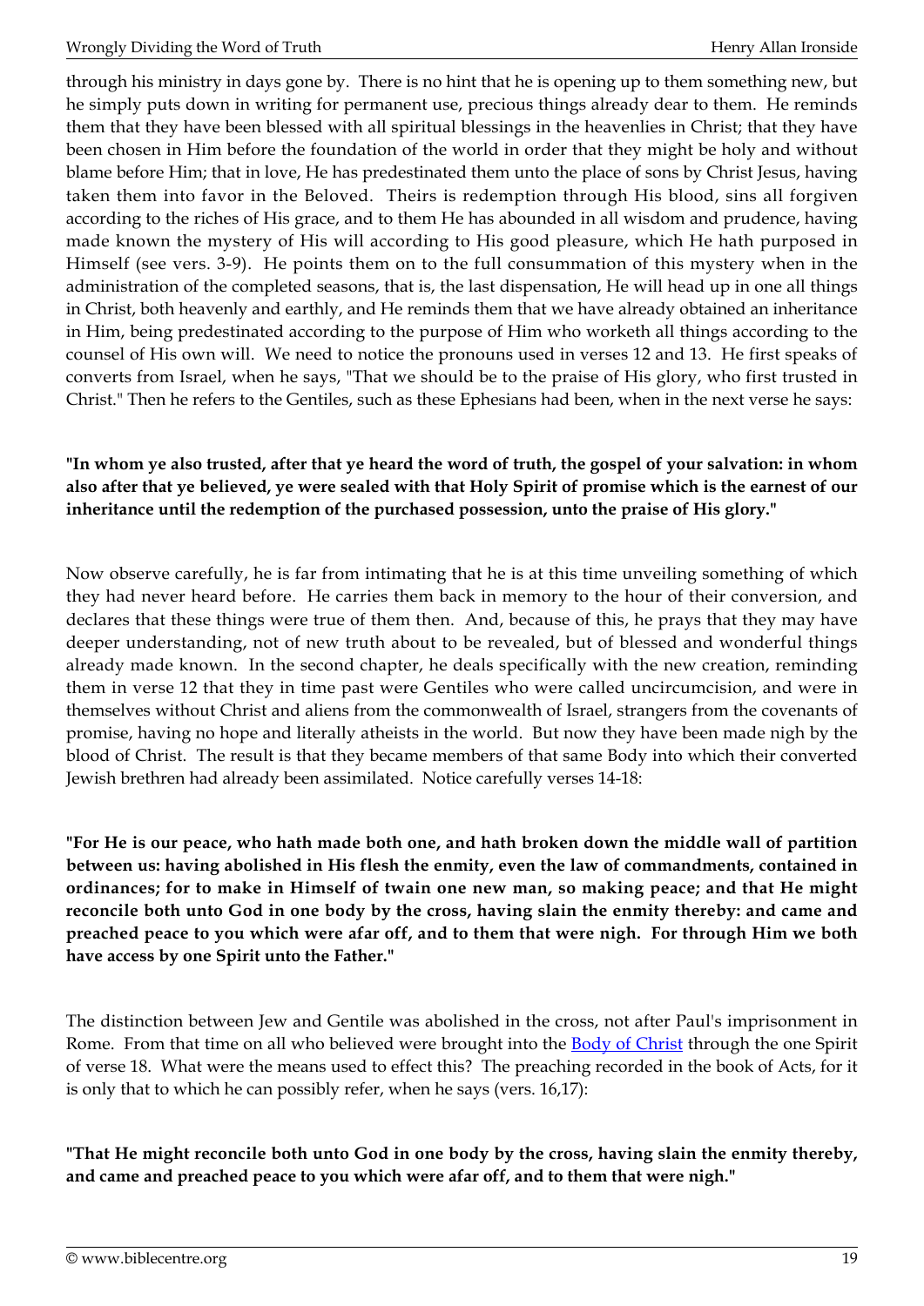through his ministry in days gone by. There is no hint that he is opening up to them something new, but he simply puts down in writing for permanent use, precious things already dear to them. He reminds them that they have been blessed with all spiritual blessings in the heavenlies in Christ; that they have been chosen in Him before the foundation of the world in order that they might be holy and without blame before Him; that in love, He has predestinated them unto the place of sons by Christ Jesus, having taken them into favor in the Beloved. Theirs is redemption through His blood, sins all forgiven according to the riches of His grace, and to them He has abounded in all wisdom and prudence, having made known the mystery of His will according to His good pleasure, which He hath purposed in Himself (see vers. 3-9). He points them on to the full consummation of this mystery when in the administration of the completed seasons, that is, the last dispensation, He will head up in one all things in Christ, both heavenly and earthly, and He reminds them that we have already obtained an inheritance in Him, being predestinated according to the purpose of Him who worketh all things according to the counsel of His own will. We need to notice the pronouns used in verses 12 and 13. He first speaks of converts from Israel, when he says, "That we should be to the praise of His glory, who first trusted in Christ." Then he refers to the Gentiles, such as these Ephesians had been, when in the next verse he says:

**"In whom ye also trusted, after that ye heard the word of truth, the gospel of your salvation: in whom also after that ye believed, ye were sealed with that Holy Spirit of promise which is the earnest of our inheritance until the redemption of the purchased possession, unto the praise of His glory."**

Now observe carefully, he is far from intimating that he is at this time unveiling something of which they had never heard before. He carries them back in memory to the hour of their conversion, and declares that these things were true of them then. And, because of this, he prays that they may have deeper understanding, not of new truth about to be revealed, but of blessed and wonderful things already made known. In the second chapter, he deals specifically with the new creation, reminding them in verse 12 that they in time past were Gentiles who were called uncircumcision, and were in themselves without Christ and aliens from the commonwealth of Israel, strangers from the covenants of promise, having no hope and literally atheists in the world. But now they have been made nigh by the blood of Christ. The result is that they became members of that same Body into which their converted Jewish brethren had already been assimilated. Notice carefully verses 14-18:

**"For He is our peace, who hath made both one, and hath broken down the middle wall of partition between us: having abolished in His flesh the enmity, even the law of commandments, contained in ordinances; for to make in Himself of twain one new man, so making peace; and that He might reconcile both unto God in one body by the cross, having slain the enmity thereby: and came and preached peace to you which were afar off, and to them that were nigh. For through Him we both have access by one Spirit unto the Father."**

The distinction between Jew and Gentile was abolished in the cross, not after Paul's imprisonment in Rome. From that time on all who believed were brought into the Body of Christ through the one Spirit of verse 18. What were the means used to effect this? The preaching recorded in the book of Acts, for it is only that to which he can possibly refer, when he says (vers. 16,17):

**"That He might reconcile both unto God in one body by the cross, having slain the enmity thereby, and came and preached peace to you which were afar off, and to them that were nigh."**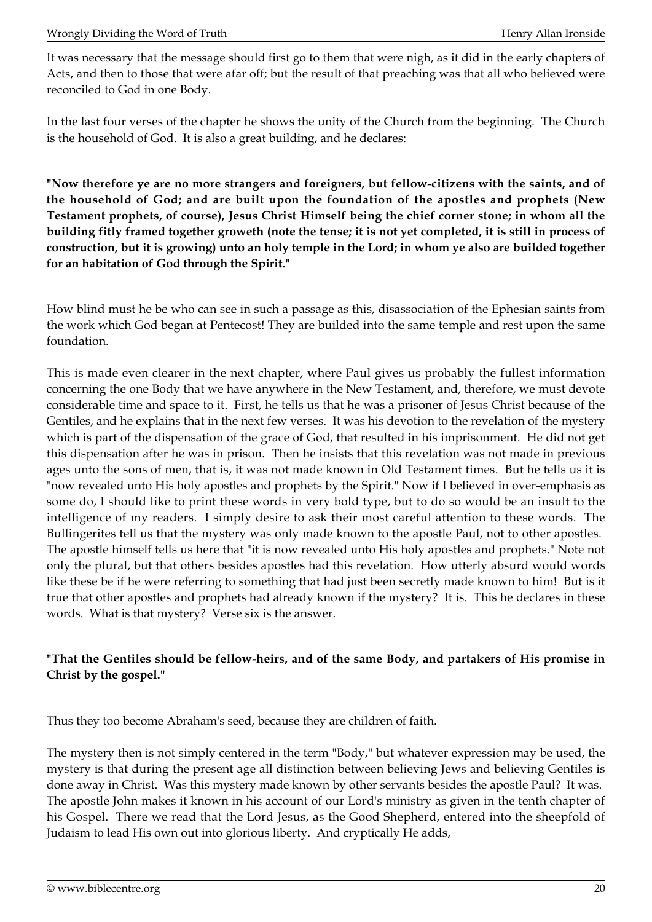It was necessary that the message should first go to them that were nigh, as it did in the early chapters of Acts, and then to those that were afar off; but the result of that preaching was that all who believed were reconciled to God in one Body.

In the last four verses of the chapter he shows the unity of the Church from the beginning. The Church is the household of God. It is also a great building, and he declares:

**"Now therefore ye are no more strangers and foreigners, but fellow-citizens with the saints, and of the household of God; and are built upon the foundation of the apostles and prophets (New Testament prophets, of course), Jesus Christ Himself being the chief corner stone; in whom all the building fitly framed together groweth (note the tense; it is not yet completed, it is still in process of construction, but it is growing) unto an holy temple in the Lord; in whom ye also are builded together for an habitation of God through the Spirit."**

How blind must he be who can see in such a passage as this, disassociation of the Ephesian saints from the work which God began at Pentecost! They are builded into the same temple and rest upon the same foundation.

This is made even clearer in the next chapter, where Paul gives us probably the fullest information concerning the one Body that we have anywhere in the New Testament, and, therefore, we must devote considerable time and space to it. First, he tells us that he was a prisoner of Jesus Christ because of the Gentiles, and he explains that in the next few verses. It was his devotion to the revelation of the mystery which is part of the dispensation of the grace of God, that resulted in his imprisonment. He did not get this dispensation after he was in prison. Then he insists that this revelation was not made in previous ages unto the sons of men, that is, it was not made known in Old Testament times. But he tells us it is "now revealed unto His holy apostles and prophets by the Spirit." Now if I believed in over-emphasis as some do, I should like to print these words in very bold type, but to do so would be an insult to the intelligence of my readers. I simply desire to ask their most careful attention to these words. The Bullingerites tell us that the mystery was only made known to the apostle Paul, not to other apostles. The apostle himself tells us here that "it is now revealed unto His holy apostles and prophets." Note not only the plural, but that others besides apostles had this revelation. How utterly absurd would words like these be if he were referring to something that had just been secretly made known to him! But is it true that other apostles and prophets had already known if the mystery? It is. This he declares in these words. What is that mystery? Verse six is the answer.

**"That the Gentiles should be fellow-heirs, and of the same Body, and partakers of His promise in Christ by the gospel."**

Thus they too become Abraham's seed, because they are children of faith.

The mystery then is not simply centered in the term "Body," but whatever expression may be used, the mystery is that during the present age all distinction between believing Jews and believing Gentiles is done away in Christ. Was this mystery made known by other servants besides the apostle Paul? It was. The apostle John makes it known in his account of our Lord's ministry as given in the tenth chapter of his Gospel. There we read that the Lord Jesus, as the Good Shepherd, entered into the sheepfold of Judaism to lead His own out into glorious liberty. And cryptically He adds,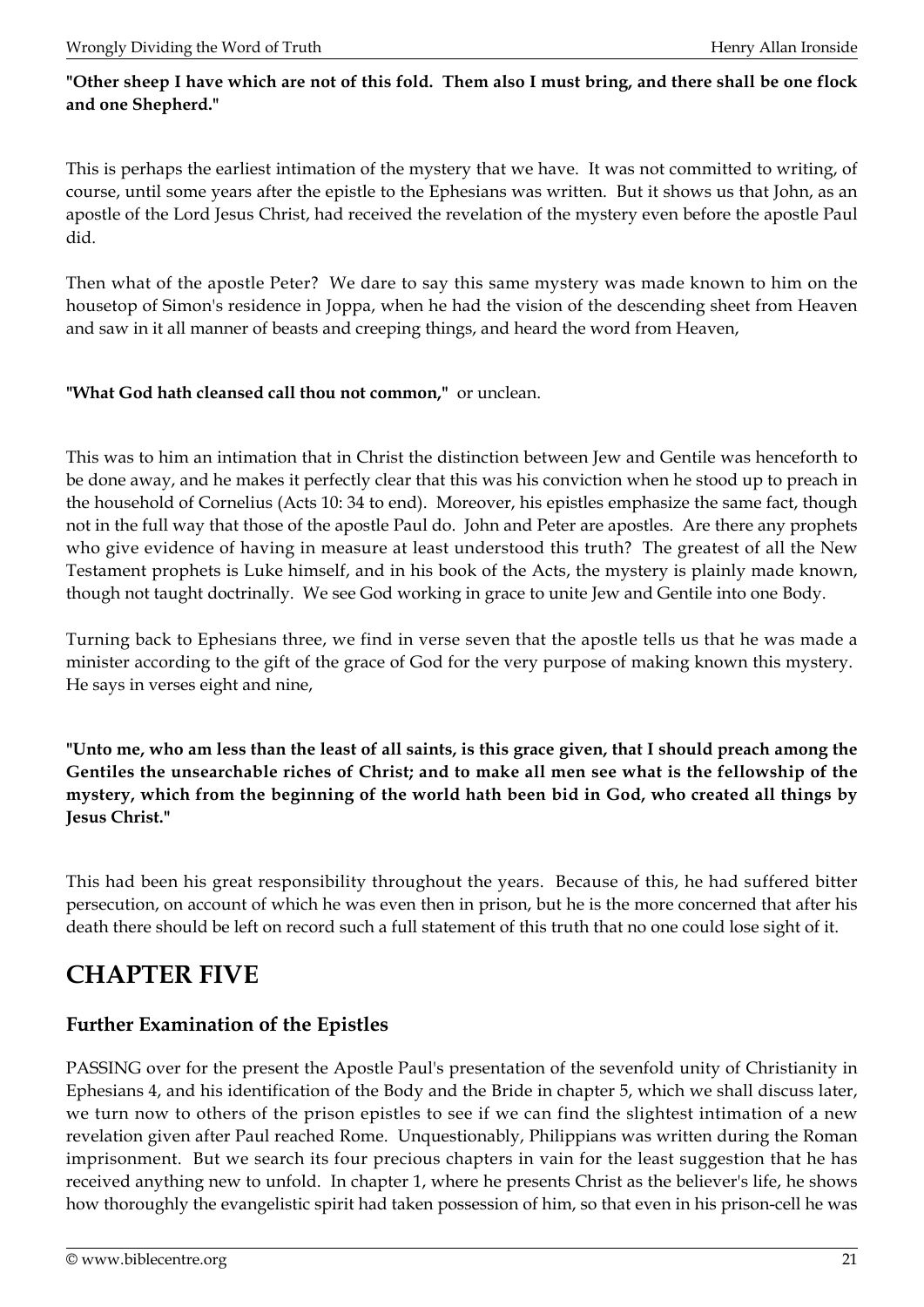**"Other sheep I have which are not of this fold. Them also I must bring, and there shall be one flock and one Shepherd."**

This is perhaps the earliest intimation of the mystery that we have. It was not committed to writing, of course, until some years after the epistle to the Ephesians was written. But it shows us that John, as an apostle of the Lord Jesus Christ, had received the revelation of the mystery even before the apostle Paul did.

Then what of the apostle Peter? We dare to say this same mystery was made known to him on the housetop of Simon's residence in Joppa, when he had the vision of the descending sheet from Heaven and saw in it all manner of beasts and creeping things, and heard the word from Heaven,

**"What God hath cleansed call thou not common,"** or unclean.

This was to him an intimation that in Christ the distinction between Jew and Gentile was henceforth to be done away, and he makes it perfectly clear that this was his conviction when he stood up to preach in the household of Cornelius (Acts 10: 34 to end). Moreover, his epistles emphasize the same fact, though not in the full way that those of the apostle Paul do. John and Peter are apostles. Are there any prophets who give evidence of having in measure at least understood this truth? The greatest of all the New Testament prophets is Luke himself, and in his book of the Acts, the mystery is plainly made known, though not taught doctrinally. We see God working in grace to unite Jew and Gentile into one Body.

Turning back to Ephesians three, we find in verse seven that the apostle tells us that he was made a minister according to the gift of the grace of God for the very purpose of making known this mystery. He says in verses eight and nine,

**"Unto me, who am less than the least of all saints, is this grace given, that I should preach among the Gentiles the unsearchable riches of Christ; and to make all men see what is the fellowship of the mystery, which from the beginning of the world hath been bid in God, who created all things by Jesus Christ."**

This had been his great responsibility throughout the years. Because of this, he had suffered bitter persecution, on account of which he was even then in prison, but he is the more concerned that after his death there should be left on record such a full statement of this truth that no one could lose sight of it.

# CHAPTER FIVE

## Further Examination of the Epistles

PASSING over for the present the Apostle Paul's presentation of the sevenfold unity of Christianity in Ephesians 4, and his identification of the Body and the Bride in chapter 5, which we shall discuss later, we turn now to others of the prison epistles to see if we can find the slightest intimation of a new revelation given after Paul reached Rome. Unquestionably, Philippians was written during the Roman imprisonment. But we search its four precious chapters in vain for the least suggestion that he has received anything new to unfold. In chapter 1, where he presents Christ as the believer's life, he shows how thoroughly the evangelistic spirit had taken possession of him, so that even in his prison-cell he was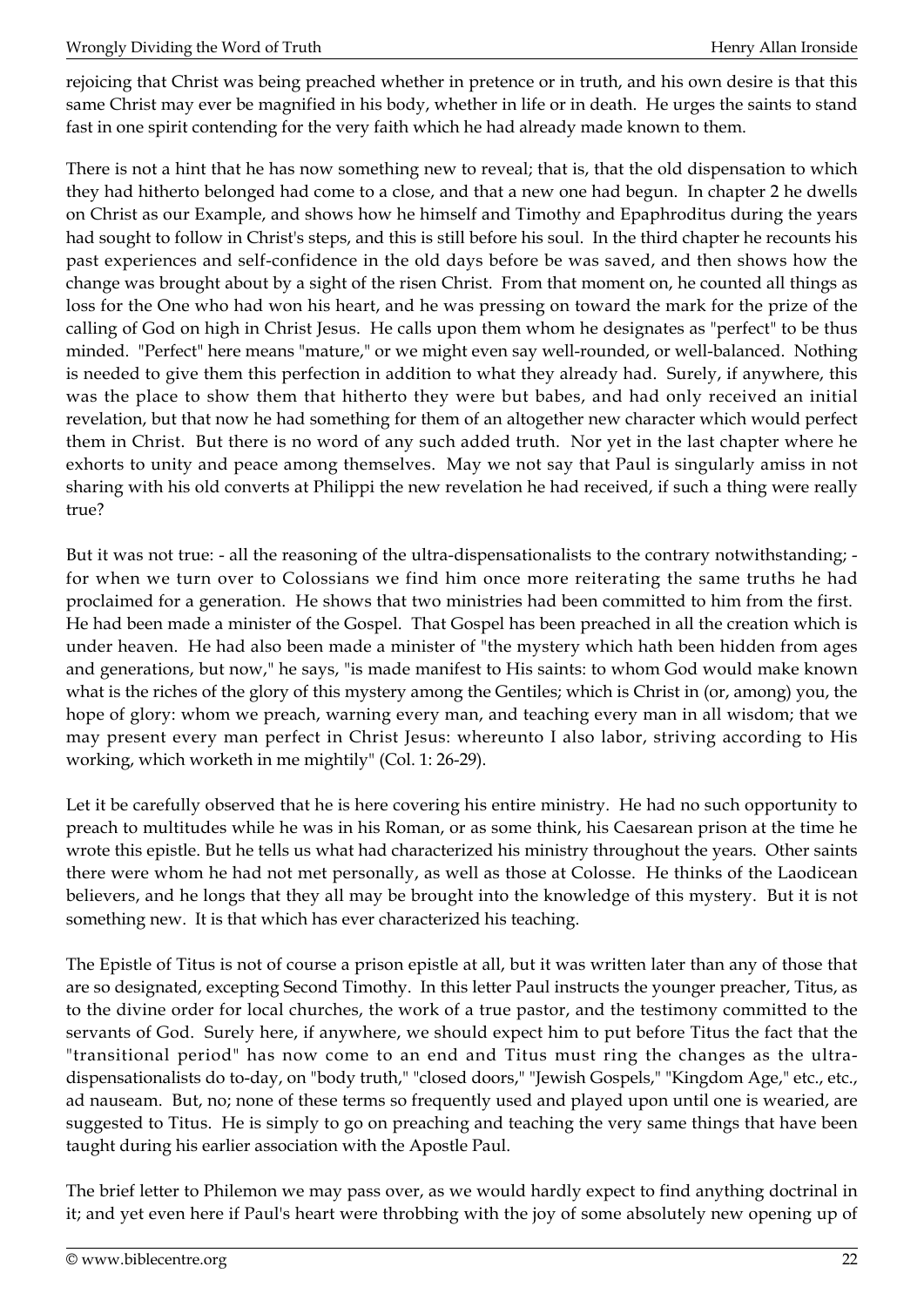rejoicing that Christ was being preached whether in pretence or in truth, and his own desire is that this same Christ may ever be magnified in his body, whether in life or in death. He urges the saints to stand fast in one spirit contending for the very faith which he had already made known to them.

There is not a hint that he has now something new to reveal; that is, that the old dispensation to which they had hitherto belonged had come to a close, and that a new one had begun. In chapter 2 he dwells on Christ as our Example, and shows how he himself and Timothy and Epaphroditus during the years had sought to follow in Christ's steps, and this is still before his soul. In the third chapter he recounts his past experiences and self-confidence in the old days before be was saved, and then shows how the change was brought about by a sight of the risen Christ. From that moment on, he counted all things as loss for the One who had won his heart, and he was pressing on toward the mark for the prize of the calling of God on high in Christ Jesus. He calls upon them whom he designates as "perfect" to be thus minded. "Perfect" here means "mature," or we might even say well-rounded, or well-balanced. Nothing is needed to give them this perfection in addition to what they already had. Surely, if anywhere, this was the place to show them that hitherto they were but babes, and had only received an initial revelation, but that now he had something for them of an altogether new character which would perfect them in Christ. But there is no word of any such added truth. Nor yet in the last chapter where he exhorts to unity and peace among themselves. May we not say that Paul is singularly amiss in not sharing with his old converts at Philippi the new revelation he had received, if such a thing were really true?

But it was not true: - all the reasoning of the ultra-dispensationalists to the contrary notwithstanding; - for when we turn over to Colossians we find him once more reiterating the same truths he had proclaimed for a generation. He shows that two ministries had been committed to him from the first. He had been made a minister of the Gospel. That Gospel has been preached in all the creation which is under heaven. He had also been made a minister of "the mystery which hath been hidden from ages and generations, but now," he says, "is made manifest to His saints: to whom God would make known what is the riches of the glory of this mystery among the Gentiles; which is Christ in (or, among) you, the hope of glory: whom we preach, warning every man, and teaching every man in all wisdom; that we may present every man perfect in Christ Jesus: whereunto I also labor, striving according to His working, which worketh in me mightily" (Col. 1: 26-29).

Let it be carefully observed that he is here covering his entire ministry. He had no such opportunity to preach to multitudes while he was in his Roman, or as some think, his Caesarean prison at the time he wrote this epistle. But he tells us what had characterized his ministry throughout the years. Other saints there were whom he had not met personally, as well as those at Colosse. He thinks of the Laodicean believers, and he longs that they all may be brought into the knowledge of this mystery. But it is not something new. It is that which has ever characterized his teaching.

The Epistle of Titus is not of course a prison epistle at all, but it was written later than any of those that are so designated, excepting Second Timothy. In this letter Paul instructs the younger preacher, Titus, as to the divine order for local churches, the work of a true pastor, and the testimony committed to the servants of God. Surely here, if anywhere, we should expect him to put before Titus the fact that the "transitional period" has now come to an end and Titus must ring the changes as the ultra-dispensationalists do to-day, on "body truth," "closed doors," "Jewish Gospels," "Kingdom Age," etc., etc., ad nauseam. But, no; none of these terms so frequently used and played upon until one is wearied, are suggested to Titus. He is simply to go on preaching and teaching the very same things that have been taught during his earlier association with the Apostle Paul.

The brief letter to Philemon we may pass over, as we would hardly expect to find anything doctrinal in it; and yet even here if Paul's heart were throbbing with the joy of some absolutely new opening up of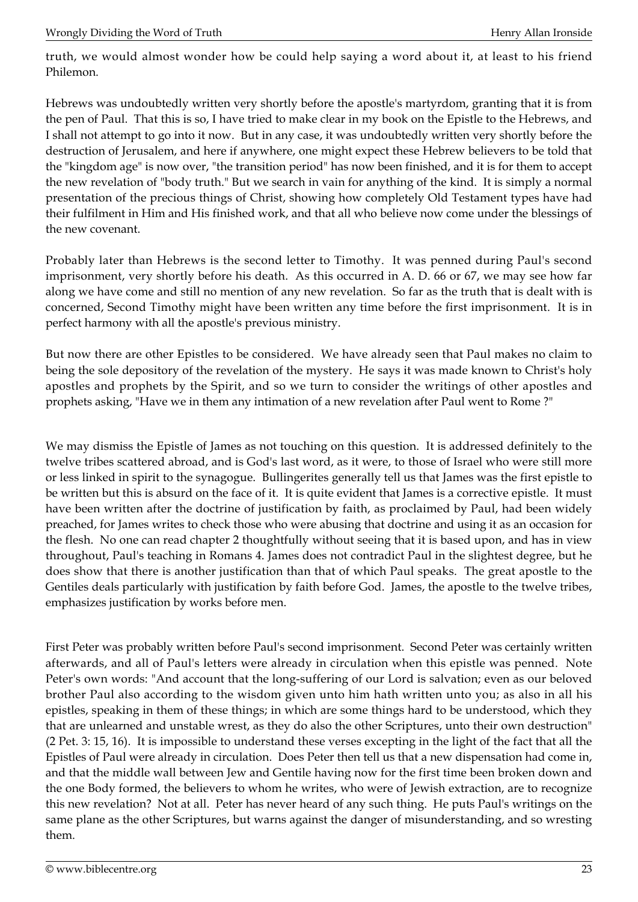truth, we would almost wonder how be could help saying a word about it, at least to his friend Philemon.

Hebrews was undoubtedly written very shortly before the apostle's martyrdom, granting that it is from the pen of Paul. That this is so, I have tried to make clear in my book on the Epistle to the Hebrews, and I shall not attempt to go into it now. But in any case, it was undoubtedly written very shortly before the destruction of Jerusalem, and here if anywhere, one might expect these Hebrew believers to be told that the "kingdom age" is now over, "the transition period" has now been finished, and it is for them to accept the new revelation of "body truth." But we search in vain for anything of the kind. It is simply a normal presentation of the precious things of Christ, showing how completely Old Testament types have had their fulfilment in Him and His finished work, and that all who believe now come under the blessings of the new covenant.

Probably later than Hebrews is the second letter to Timothy. It was penned during Paul's second imprisonment, very shortly before his death. As this occurred in A. D. 66 or 67, we may see how far along we have come and still no mention of any new revelation. So far as the truth that is dealt with is concerned, Second Timothy might have been written any time before the first imprisonment. It is in perfect harmony with all the apostle's previous ministry.

But now there are other Epistles to be considered. We have already seen that Paul makes no claim to being the sole depository of the revelation of the mystery. He says it was made known to Christ's holy apostles and prophets by the Spirit, and so we turn to consider the writings of other apostles and prophets asking, "Have we in them any intimation of a new revelation after Paul went to Rome ?"

We may dismiss the Epistle of James as not touching on this question. It is addressed definitely to the twelve tribes scattered abroad, and is God's last word, as it were, to those of Israel who were still more or less linked in spirit to the synagogue. Bullingerites generally tell us that James was the first epistle to be written but this is absurd on the face of it. It is quite evident that James is a corrective epistle. It must have been written after the doctrine of justification by faith, as proclaimed by Paul, had been widely preached, for James writes to check those who were abusing that doctrine and using it as an occasion for the flesh. No one can read chapter 2 thoughtfully without seeing that it is based upon, and has in view throughout, Paul's teaching in Romans 4. James does not contradict Paul in the slightest degree, but he does show that there is another justification than that of which Paul speaks. The great apostle to the Gentiles deals particularly with justification by faith before God. James, the apostle to the twelve tribes, emphasizes justification by works before men.

First Peter was probably written before Paul's second imprisonment. Second Peter was certainly written afterwards, and all of Paul's letters were already in circulation when this epistle was penned. Note Peter's own words: "And account that the long-suffering of our Lord is salvation; even as our beloved brother Paul also according to the wisdom given unto him hath written unto you; as also in all his epistles, speaking in them of these things; in which are some things hard to be understood, which they that are unlearned and unstable wrest, as they do also the other Scriptures, unto their own destruction" (2 Pet. 3: 15, 16). It is impossible to understand these verses excepting in the light of the fact that all the Epistles of Paul were already in circulation. Does Peter then tell us that a new dispensation had come in, and that the middle wall between Jew and Gentile having now for the first time been broken down and the one Body formed, the believers to whom he writes, who were of Jewish extraction, are to recognize this new revelation? Not at all. Peter has never heard of any such thing. He puts Paul's writings on the same plane as the other Scriptures, but warns against the danger of misunderstanding, and so wresting them.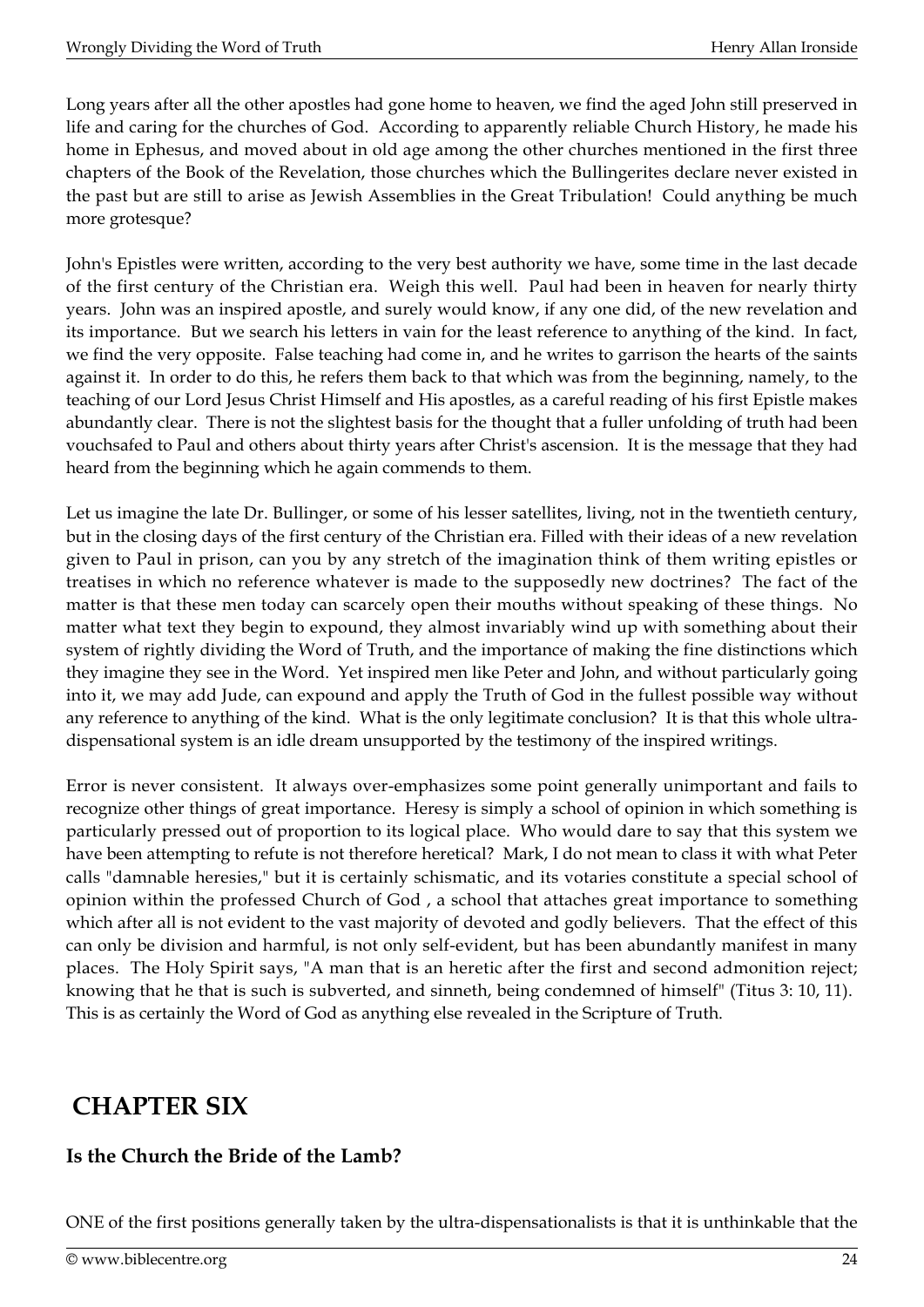Long years after all the other apostles had gone home to heaven, we find the aged John still preserved in life and caring for the churches of God. According to apparently reliable Church History, he made his home in Ephesus, and moved about in old age among the other churches mentioned in the first three chapters of the Book of the Revelation, those churches which the Bullingerites declare never existed in the past but are still to arise as Jewish Assemblies in the Great Tribulation! Could anything be much more grotesque?

John's Epistles were written, according to the very best authority we have, some time in the last decade of the first century of the Christian era. Weigh this well. Paul had been in heaven for nearly thirty years. John was an inspired apostle, and surely would know, if any one did, of the new revelation and its importance. But we search his letters in vain for the least reference to anything of the kind. In fact, we find the very opposite. False teaching had come in, and he writes to garrison the hearts of the saints against it. In order to do this, he refers them back to that which was from the beginning, namely, to the teaching of our Lord Jesus Christ Himself and His apostles, as a careful reading of his first Epistle makes abundantly clear. There is not the slightest basis for the thought that a fuller unfolding of truth had been vouchsafed to Paul and others about thirty years after Christ's ascension. It is the message that they had heard from the beginning which he again commends to them.

Let us imagine the late Dr. Bullinger, or some of his lesser satellites, living, not in the twentieth century, but in the closing days of the first century of the Christian era. Filled with their ideas of a new revelation given to Paul in prison, can you by any stretch of the imagination think of them writing epistles or treatises in which no reference whatever is made to the supposedly new doctrines? The fact of the matter is that these men today can scarcely open their mouths without speaking of these things. No matter what text they begin to expound, they almost invariably wind up with something about their system of rightly dividing the Word of Truth, and the importance of making the fine distinctions which they imagine they see in the Word. Yet inspired men like Peter and John, and without particularly going into it, we may add Jude, can expound and apply the Truth of God in the fullest possible way without any reference to anything of the kind. What is the only legitimate conclusion? It is that this whole ultra-dispensational system is an idle dream unsupported by the testimony of the inspired writings.

Error is never consistent. It always over-emphasizes some point generally unimportant and fails to recognize other things of great importance. Heresy is simply a school of opinion in which something is particularly pressed out of proportion to its logical place. Who would dare to say that this system we have been attempting to refute is not therefore heretical? Mark, I do not mean to class it with what Peter calls "damnable heresies," but it is certainly schismatic, and its votaries constitute a special school of opinion within the professed Church of God , a school that attaches great importance to something which after all is not evident to the vast majority of devoted and godly believers. That the effect of this can only be division and harmful, is not only self-evident, but has been abundantly manifest in many places. The Holy Spirit says, "A man that is an heretic after the first and second admonition reject; knowing that he that is such is subverted, and sinneth, being condemned of himself" (Titus 3: 10, 11). This is as certainly the Word of God as anything else revealed in the Scripture of Truth.

# CHAPTER SIX

### Is the Church the Bride of the Lamb?

ONE of the first positions generally taken by the ultra-dispensationalists is that it is unthinkable that the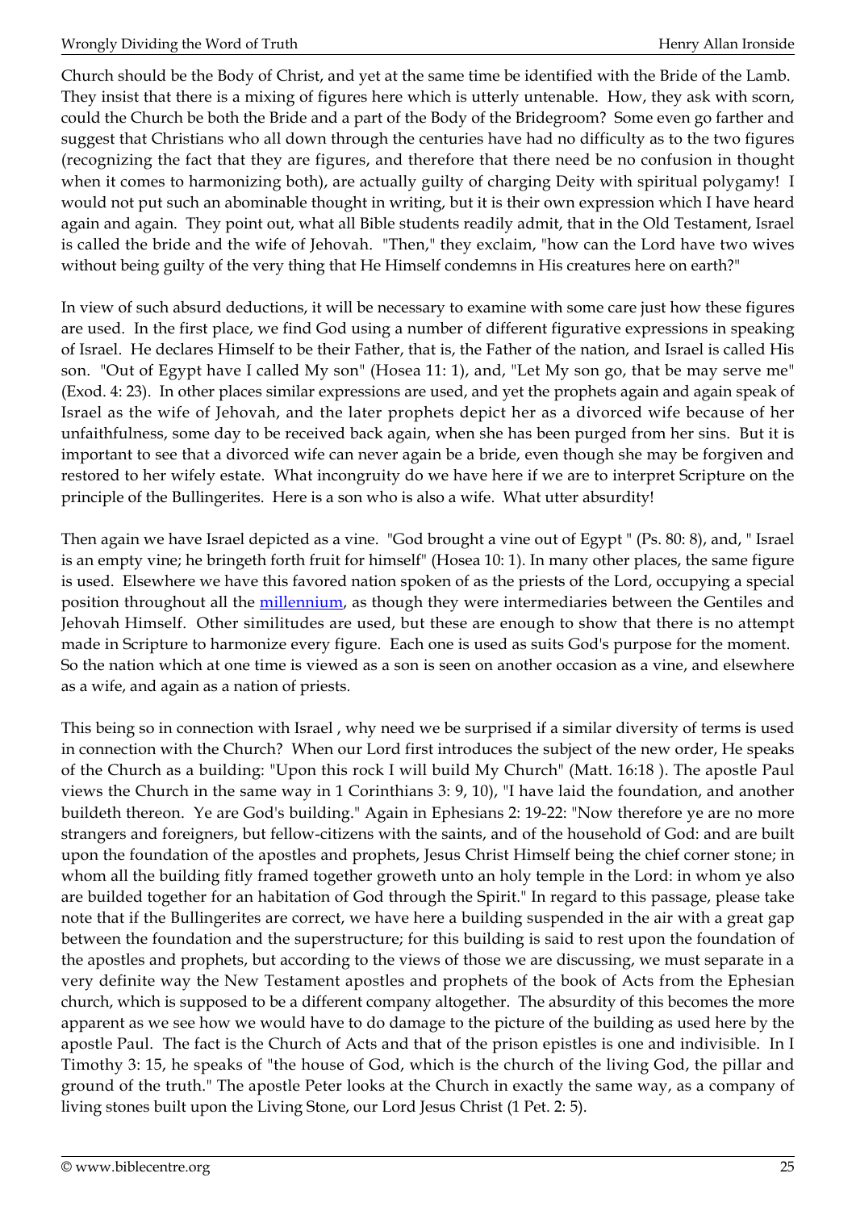Church should be the Body of Christ, and yet at the same time be identified with the Bride of the Lamb. They insist that there is a mixing of figures here which is utterly untenable. How, they ask with scorn, could the Church be both the Bride and a part of the Body of the Bridegroom? Some even go farther and suggest that Christians who all down through the centuries have had no difficulty as to the two figures (recognizing the fact that they are figures, and therefore that there need be no confusion in thought when it comes to harmonizing both), are actually guilty of charging Deity with spiritual polygamy! I would not put such an abominable thought in writing, but it is their own expression which I have heard again and again. They point out, what all Bible students readily admit, that in the Old Testament, Israel is called the bride and the wife of Jehovah. "Then," they exclaim, "how can the Lord have two wives without being guilty of the very thing that He Himself condemns in His creatures here on earth?"

In view of such absurd deductions, it will be necessary to examine with some care just how these figures are used. In the first place, we find God using a number of different figurative expressions in speaking of Israel. He declares Himself to be their Father, that is, the Father of the nation, and Israel is called His son. "Out of Egypt have I called My son" (Hosea 11: 1), and, "Let My son go, that be may serve me" (Exod. 4: 23). In other places similar expressions are used, and yet the prophets again and again speak of Israel as the wife of Jehovah, and the later prophets depict her as a divorced wife because of her unfaithfulness, some day to be received back again, when she has been purged from her sins. But it is important to see that a divorced wife can never again be a bride, even though she may be forgiven and restored to her wifely estate. What incongruity do we have here if we are to interpret Scripture on the principle of the Bullingerites. Here is a son who is also a wife. What utter absurdity!

Then again we have Israel depicted as a vine. "God brought a vine out of Egypt " (Ps. 80: 8), and, " Israel is an empty vine; he bringeth forth fruit for himself" (Hosea 10: 1). In many other places, the same figure is used. Elsewhere we have this favored nation spoken of as the priests of the Lord, occupying a special position throughout all the millennium, as though they were intermediaries between the Gentiles and Jehovah Himself. Other similitudes are used, but these are enough to show that there is no attempt made in Scripture to harmonize every figure. Each one is used as suits God's purpose for the moment. So the nation which at one time is viewed as a son is seen on another occasion as a vine, and elsewhere as a wife, and again as a nation of priests.

This being so in connection with Israel , why need we be surprised if a similar diversity of terms is used in connection with the Church? When our Lord first introduces the subject of the new order, He speaks of the Church as a building: "Upon this rock I will build My Church" (Matt. 16:18 ). The apostle Paul views the Church in the same way in 1 Corinthians 3: 9, 10), "I have laid the foundation, and another buildeth thereon. Ye are God's building." Again in Ephesians 2: 19-22: "Now therefore ye are no more strangers and foreigners, but fellow-citizens with the saints, and of the household of God: and are built upon the foundation of the apostles and prophets, Jesus Christ Himself being the chief corner stone; in whom all the building fitly framed together groweth unto an holy temple in the Lord: in whom ye also are builded together for an habitation of God through the Spirit." In regard to this passage, please take note that if the Bullingerites are correct, we have here a building suspended in the air with a great gap between the foundation and the superstructure; for this building is said to rest upon the foundation of the apostles and prophets, but according to the views of those we are discussing, we must separate in a very definite way the New Testament apostles and prophets of the book of Acts from the Ephesian church, which is supposed to be a different company altogether. The absurdity of this becomes the more apparent as we see how we would have to do damage to the picture of the building as used here by the apostle Paul. The fact is the Church of Acts and that of the prison epistles is one and indivisible. In I Timothy 3: 15, he speaks of "the house of God, which is the church of the living God, the pillar and ground of the truth." The apostle Peter looks at the Church in exactly the same way, as a company of living stones built upon the Living Stone, our Lord Jesus Christ (1 Pet. 2: 5).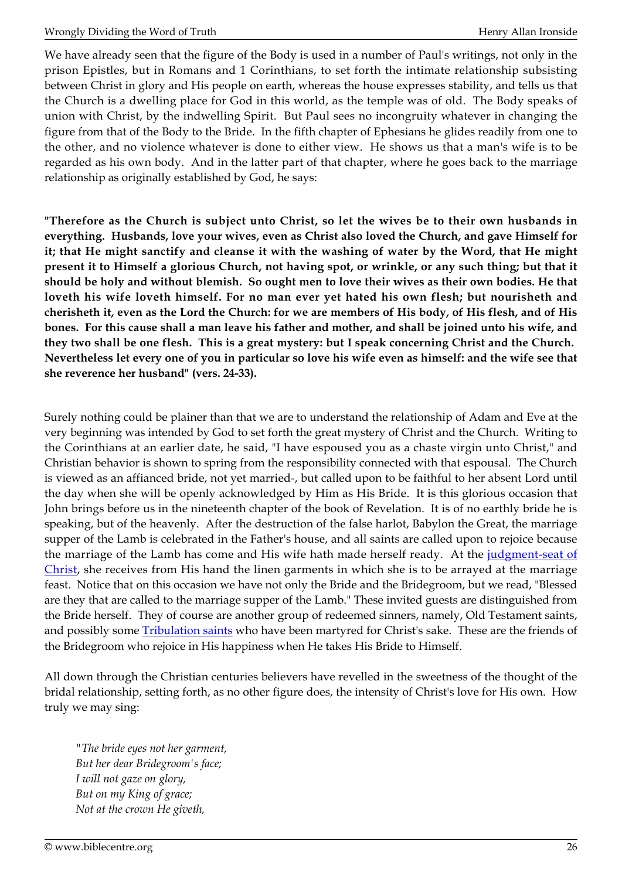We have already seen that the figure of the Body is used in a number of Paul's writings, not only in the prison Epistles, but in Romans and 1 Corinthians, to set forth the intimate relationship subsisting between Christ in glory and His people on earth, whereas the house expresses stability, and tells us that the Church is a dwelling place for God in this world, as the temple was of old. The Body speaks of union with Christ, by the indwelling Spirit. But Paul sees no incongruity whatever in changing the figure from that of the Body to the Bride. In the fifth chapter of Ephesians he glides readily from one to the other, and no violence whatever is done to either view. He shows us that a man's wife is to be regarded as his own body. And in the latter part of that chapter, where he goes back to the marriage relationship as originally established by God, he says:

**"Therefore as the Church is subject unto Christ, so let the wives be to their own husbands in everything. Husbands, love your wives, even as Christ also loved the Church, and gave Himself for it; that He might sanctify and cleanse it with the washing of water by the Word, that He might present it to Himself a glorious Church, not having spot, or wrinkle, or any such thing; but that it should be holy and without blemish. So ought men to love their wives as their own bodies. He that loveth his wife loveth himself. For no man ever yet hated his own flesh; but nourisheth and cherisheth it, even as the Lord the Church: for we are members of His body, of His flesh, and of His bones. For this cause shall a man leave his father and mother, and shall be joined unto his wife, and they two shall be one flesh. This is a great mystery: but I speak concerning Christ and the Church. Nevertheless let every one of you in particular so love his wife even as himself: and the wife see that she reverence her husband" (vers. 24-33).**

Surely nothing could be plainer than that we are to understand the relationship of Adam and Eve at the very beginning was intended by God to set forth the great mystery of Christ and the Church. Writing to the Corinthians at an earlier date, he said, "I have espoused you as a chaste virgin unto Christ," and Christian behavior is shown to spring from the responsibility connected with that espousal. The Church is viewed as an affianced bride, not yet married-, but called upon to be faithful to her absent Lord until the day when she will be openly acknowledged by Him as His Bride. It is this glorious occasion that John brings before us in the nineteenth chapter of the book of Revelation. It is of no earthly bride he is speaking, but of the heavenly. After the destruction of the false harlot, Babylon the Great, the marriage supper of the Lamb is celebrated in the Father's house, and all saints are called upon to rejoice because the marriage of the Lamb has come and His wife hath made herself ready. At the judgment-seat of Christ, she receives from His hand the linen garments in which she is to be arrayed at the marriage feast. Notice that on this occasion we have not only the Bride and the Bridegroom, but we read, "Blessed are they that are called to the marriage supper of the Lamb." These invited guests are distinguished from the Bride herself. They of course are another group of redeemed sinners, namely, Old Testament saints, and possibly some Tribulation saints who have been martyred for Christ's sake. These are the friends of the Bridegroom who rejoice in His happiness when He takes His Bride to Himself.

All down through the Christian centuries believers have revelled in the sweetness of the thought of the bridal relationship, setting forth, as no other figure does, the intensity of Christ's love for His own. How truly we may sing:

> *"The bride eyes not her garment,*
> *But her dear Bridegroom's face;*
> *I will not gaze on glory,*
> *But on my King of grace;*
> *Not at the crown He giveth,*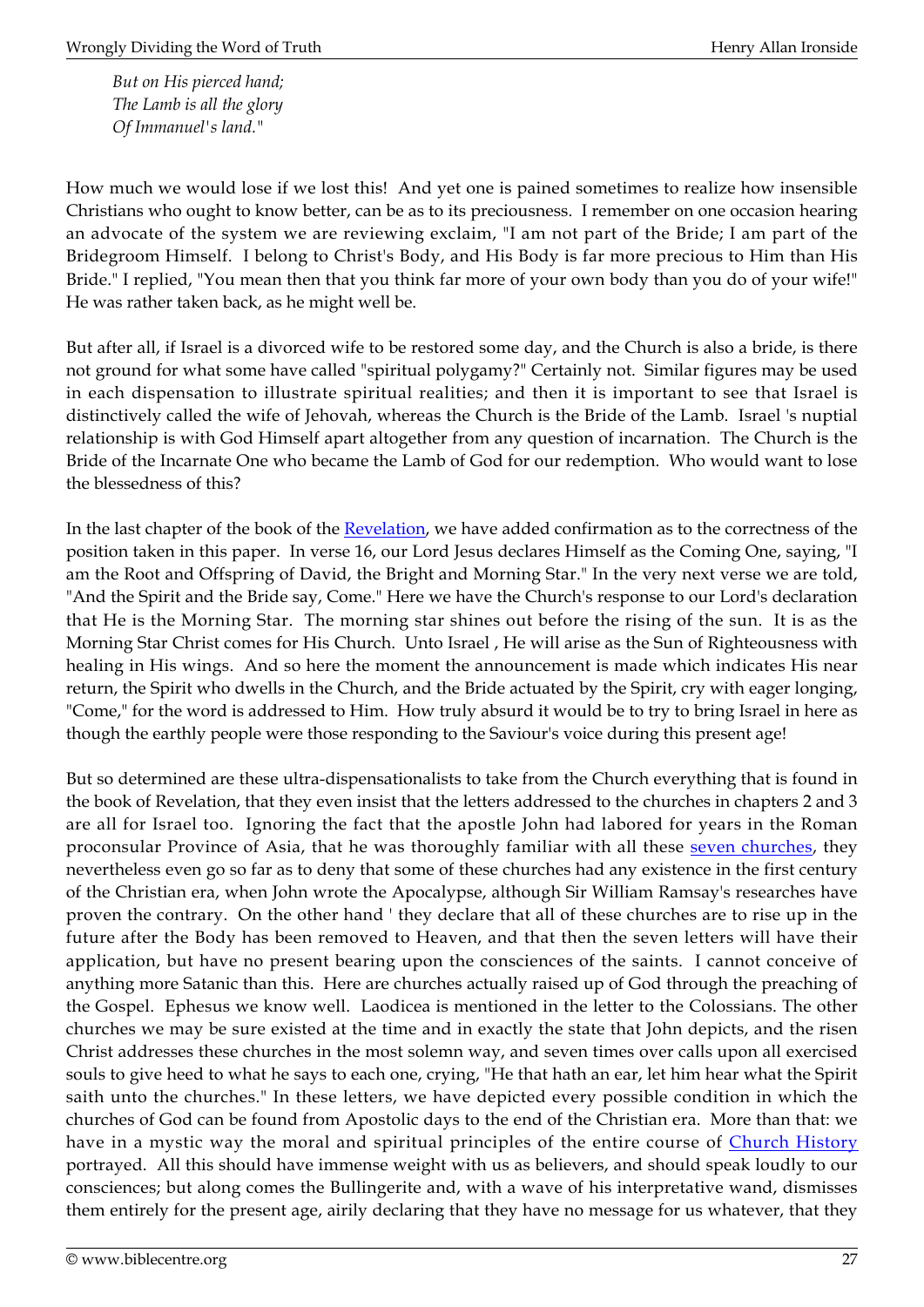*But on His pierced hand;*
*The Lamb is all the glory*
*Of Immanuel's land."*

How much we would lose if we lost this! And yet one is pained sometimes to realize how insensible Christians who ought to know better, can be as to its preciousness. I remember on one occasion hearing an advocate of the system we are reviewing exclaim, "I am not part of the Bride; I am part of the Bridegroom Himself. I belong to Christ's Body, and His Body is far more precious to Him than His Bride." I replied, "You mean then that you think far more of your own body than you do of your wife!" He was rather taken back, as he might well be.

But after all, if Israel is a divorced wife to be restored some day, and the Church is also a bride, is there not ground for what some have called "spiritual polygamy?" Certainly not. Similar figures may be used in each dispensation to illustrate spiritual realities; and then it is important to see that Israel is distinctively called the wife of Jehovah, whereas the Church is the Bride of the Lamb. Israel 's nuptial relationship is with God Himself apart altogether from any question of incarnation. The Church is the Bride of the Incarnate One who became the Lamb of God for our redemption. Who would want to lose the blessedness of this?

In the last chapter of the book of the Revelation, we have added confirmation as to the correctness of the position taken in this paper. In verse 16, our Lord Jesus declares Himself as the Coming One, saying, "I am the Root and Offspring of David, the Bright and Morning Star." In the very next verse we are told, "And the Spirit and the Bride say, Come." Here we have the Church's response to our Lord's declaration that He is the Morning Star. The morning star shines out before the rising of the sun. It is as the Morning Star Christ comes for His Church. Unto Israel , He will arise as the Sun of Righteousness with healing in His wings. And so here the moment the announcement is made which indicates His near return, the Spirit who dwells in the Church, and the Bride actuated by the Spirit, cry with eager longing, "Come," for the word is addressed to Him. How truly absurd it would be to try to bring Israel in here as though the earthly people were those responding to the Saviour's voice during this present age!

But so determined are these ultra-dispensationalists to take from the Church everything that is found in the book of Revelation, that they even insist that the letters addressed to the churches in chapters 2 and 3 are all for Israel too. Ignoring the fact that the apostle John had labored for years in the Roman proconsular Province of Asia, that he was thoroughly familiar with all these seven churches, they nevertheless even go so far as to deny that some of these churches had any existence in the first century of the Christian era, when John wrote the Apocalypse, although Sir William Ramsay's researches have proven the contrary. On the other hand ' they declare that all of these churches are to rise up in the future after the Body has been removed to Heaven, and that then the seven letters will have their application, but have no present bearing upon the consciences of the saints. I cannot conceive of anything more Satanic than this. Here are churches actually raised up of God through the preaching of the Gospel. Ephesus we know well. Laodicea is mentioned in the letter to the Colossians. The other churches we may be sure existed at the time and in exactly the state that John depicts, and the risen Christ addresses these churches in the most solemn way, and seven times over calls upon all exercised souls to give heed to what he says to each one, crying, "He that hath an ear, let him hear what the Spirit saith unto the churches." In these letters, we have depicted every possible condition in which the churches of God can be found from Apostolic days to the end of the Christian era. More than that: we have in a mystic way the moral and spiritual principles of the entire course of Church History portrayed. All this should have immense weight with us as believers, and should speak loudly to our consciences; but along comes the Bullingerite and, with a wave of his interpretative wand, dismisses them entirely for the present age, airily declaring that they have no message for us whatever, that they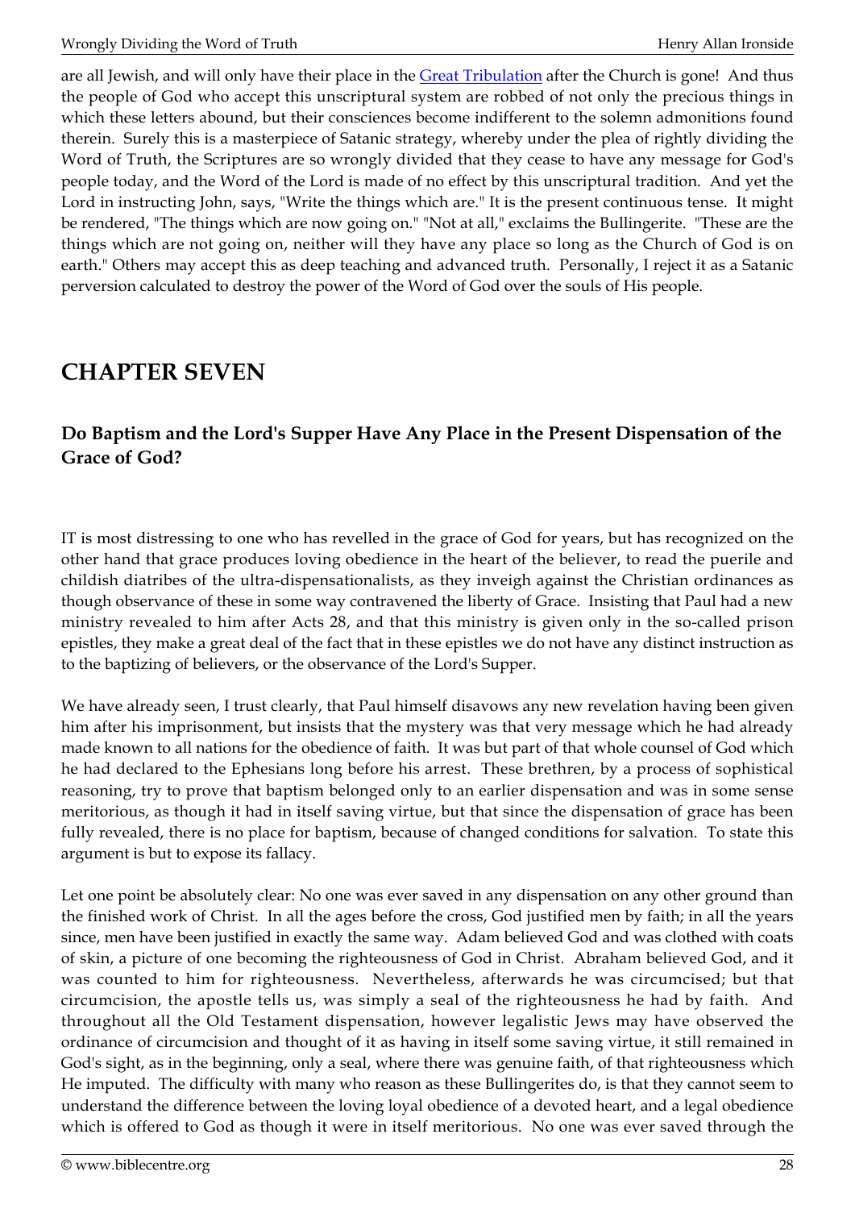are all Jewish, and will only have their place in the Great Tribulation after the Church is gone! And thus the people of God who accept this unscriptural system are robbed of not only the precious things in which these letters abound, but their consciences become indifferent to the solemn admonitions found therein. Surely this is a masterpiece of Satanic strategy, whereby under the plea of rightly dividing the Word of Truth, the Scriptures are so wrongly divided that they cease to have any message for God's people today, and the Word of the Lord is made of no effect by this unscriptural tradition. And yet the Lord in instructing John, says, "Write the things which are." It is the present continuous tense. It might be rendered, "The things which are now going on." "Not at all," exclaims the Bullingerite. "These are the things which are not going on, neither will they have any place so long as the Church of God is on earth." Others may accept this as deep teaching and advanced truth. Personally, I reject it as a Satanic perversion calculated to destroy the power of the Word of God over the souls of His people.

# CHAPTER SEVEN

### Do Baptism and the Lord's Supper Have Any Place in the Present Dispensation of the Grace of God?

IT is most distressing to one who has revelled in the grace of God for years, but has recognized on the other hand that grace produces loving obedience in the heart of the believer, to read the puerile and childish diatribes of the ultra-dispensationalists, as they inveigh against the Christian ordinances as though observance of these in some way contravened the liberty of Grace. Insisting that Paul had a new ministry revealed to him after Acts 28, and that this ministry is given only in the so-called prison epistles, they make a great deal of the fact that in these epistles we do not have any distinct instruction as to the baptizing of believers, or the observance of the Lord's Supper.

We have already seen, I trust clearly, that Paul himself disavows any new revelation having been given him after his imprisonment, but insists that the mystery was that very message which he had already made known to all nations for the obedience of faith. It was but part of that whole counsel of God which he had declared to the Ephesians long before his arrest. These brethren, by a process of sophistical reasoning, try to prove that baptism belonged only to an earlier dispensation and was in some sense meritorious, as though it had in itself saving virtue, but that since the dispensation of grace has been fully revealed, there is no place for baptism, because of changed conditions for salvation. To state this argument is but to expose its fallacy.

Let one point be absolutely clear: No one was ever saved in any dispensation on any other ground than the finished work of Christ. In all the ages before the cross, God justified men by faith; in all the years since, men have been justified in exactly the same way. Adam believed God and was clothed with coats of skin, a picture of one becoming the righteousness of God in Christ. Abraham believed God, and it was counted to him for righteousness. Nevertheless, afterwards he was circumcised; but that circumcision, the apostle tells us, was simply a seal of the righteousness he had by faith. And throughout all the Old Testament dispensation, however legalistic Jews may have observed the ordinance of circumcision and thought of it as having in itself some saving virtue, it still remained in God's sight, as in the beginning, only a seal, where there was genuine faith, of that righteousness which He imputed. The difficulty with many who reason as these Bullingerites do, is that they cannot seem to understand the difference between the loving loyal obedience of a devoted heart, and a legal obedience which is offered to God as though it were in itself meritorious. No one was ever saved through the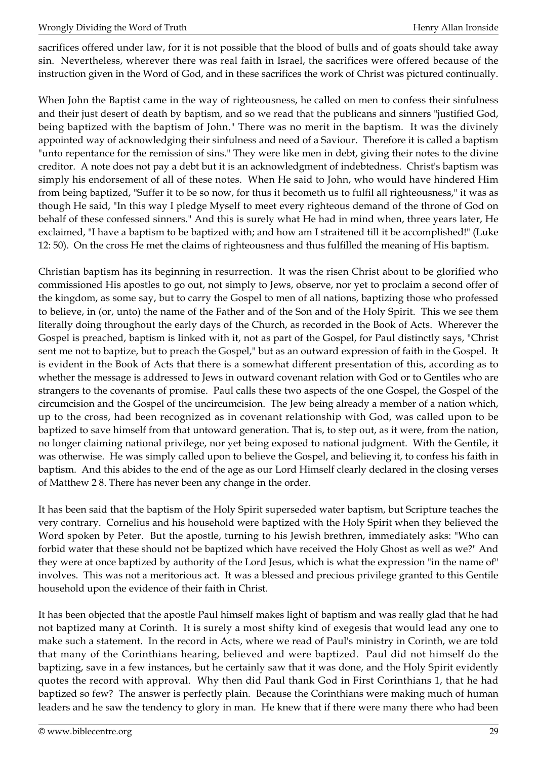sacrifices offered under law, for it is not possible that the blood of bulls and of goats should take away sin. Nevertheless, wherever there was real faith in Israel, the sacrifices were offered because of the instruction given in the Word of God, and in these sacrifices the work of Christ was pictured continually.

When John the Baptist came in the way of righteousness, he called on men to confess their sinfulness and their just desert of death by baptism, and so we read that the publicans and sinners "justified God, being baptized with the baptism of John." There was no merit in the baptism. It was the divinely appointed way of acknowledging their sinfulness and need of a Saviour. Therefore it is called a baptism "unto repentance for the remission of sins." They were like men in debt, giving their notes to the divine creditor. A note does not pay a debt but it is an acknowledgment of indebtedness. Christ's baptism was simply his endorsement of all of these notes. When He said to John, who would have hindered Him from being baptized, "Suffer it to be so now, for thus it becometh us to fulfil all righteousness," it was as though He said, "In this way I pledge Myself to meet every righteous demand of the throne of God on behalf of these confessed sinners." And this is surely what He had in mind when, three years later, He exclaimed, "I have a baptism to be baptized with; and how am I straitened till it be accomplished!" (Luke 12: 50). On the cross He met the claims of righteousness and thus fulfilled the meaning of His baptism.

Christian baptism has its beginning in resurrection. It was the risen Christ about to be glorified who commissioned His apostles to go out, not simply to Jews, observe, nor yet to proclaim a second offer of the kingdom, as some say, but to carry the Gospel to men of all nations, baptizing those who professed to believe, in (or, unto) the name of the Father and of the Son and of the Holy Spirit. This we see them literally doing throughout the early days of the Church, as recorded in the Book of Acts. Wherever the Gospel is preached, baptism is linked with it, not as part of the Gospel, for Paul distinctly says, "Christ sent me not to baptize, but to preach the Gospel," but as an outward expression of faith in the Gospel. It is evident in the Book of Acts that there is a somewhat different presentation of this, according as to whether the message is addressed to Jews in outward covenant relation with God or to Gentiles who are strangers to the covenants of promise. Paul calls these two aspects of the one Gospel, the Gospel of the circumcision and the Gospel of the uncircumcision. The Jew being already a member of a nation which, up to the cross, had been recognized as in covenant relationship with God, was called upon to be baptized to save himself from that untoward generation. That is, to step out, as it were, from the nation, no longer claiming national privilege, nor yet being exposed to national judgment. With the Gentile, it was otherwise. He was simply called upon to believe the Gospel, and believing it, to confess his faith in baptism. And this abides to the end of the age as our Lord Himself clearly declared in the closing verses of Matthew 2 8. There has never been any change in the order.

It has been said that the baptism of the Holy Spirit superseded water baptism, but Scripture teaches the very contrary. Cornelius and his household were baptized with the Holy Spirit when they believed the Word spoken by Peter. But the apostle, turning to his Jewish brethren, immediately asks: "Who can forbid water that these should not be baptized which have received the Holy Ghost as well as we?" And they were at once baptized by authority of the Lord Jesus, which is what the expression "in the name of" involves. This was not a meritorious act. It was a blessed and precious privilege granted to this Gentile household upon the evidence of their faith in Christ.

It has been objected that the apostle Paul himself makes light of baptism and was really glad that he had not baptized many at Corinth. It is surely a most shifty kind of exegesis that would lead any one to make such a statement. In the record in Acts, where we read of Paul's ministry in Corinth, we are told that many of the Corinthians hearing, believed and were baptized. Paul did not himself do the baptizing, save in a few instances, but he certainly saw that it was done, and the Holy Spirit evidently quotes the record with approval. Why then did Paul thank God in First Corinthians 1, that he had baptized so few? The answer is perfectly plain. Because the Corinthians were making much of human leaders and he saw the tendency to glory in man. He knew that if there were many there who had been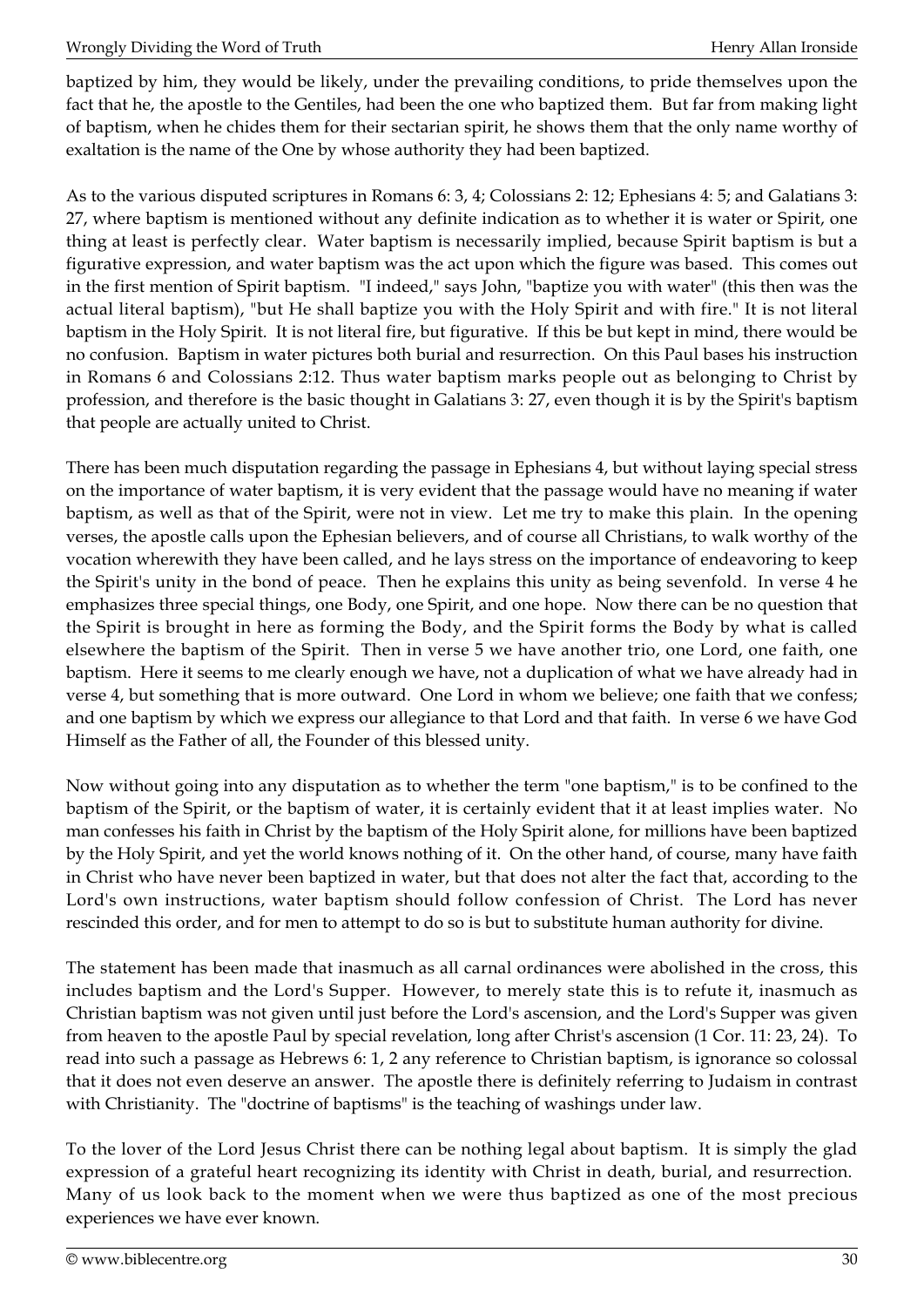baptized by him, they would be likely, under the prevailing conditions, to pride themselves upon the fact that he, the apostle to the Gentiles, had been the one who baptized them. But far from making light of baptism, when he chides them for their sectarian spirit, he shows them that the only name worthy of exaltation is the name of the One by whose authority they had been baptized.

As to the various disputed scriptures in Romans 6: 3, 4; Colossians 2: 12; Ephesians 4: 5; and Galatians 3: 27, where baptism is mentioned without any definite indication as to whether it is water or Spirit, one thing at least is perfectly clear. Water baptism is necessarily implied, because Spirit baptism is but a figurative expression, and water baptism was the act upon which the figure was based. This comes out in the first mention of Spirit baptism. "I indeed," says John, "baptize you with water" (this then was the actual literal baptism), "but He shall baptize you with the Holy Spirit and with fire." It is not literal baptism in the Holy Spirit. It is not literal fire, but figurative. If this be but kept in mind, there would be no confusion. Baptism in water pictures both burial and resurrection. On this Paul bases his instruction in Romans 6 and Colossians 2:12. Thus water baptism marks people out as belonging to Christ by profession, and therefore is the basic thought in Galatians 3: 27, even though it is by the Spirit's baptism that people are actually united to Christ.

There has been much disputation regarding the passage in Ephesians 4, but without laying special stress on the importance of water baptism, it is very evident that the passage would have no meaning if water baptism, as well as that of the Spirit, were not in view. Let me try to make this plain. In the opening verses, the apostle calls upon the Ephesian believers, and of course all Christians, to walk worthy of the vocation wherewith they have been called, and he lays stress on the importance of endeavoring to keep the Spirit's unity in the bond of peace. Then he explains this unity as being sevenfold. In verse 4 he emphasizes three special things, one Body, one Spirit, and one hope. Now there can be no question that the Spirit is brought in here as forming the Body, and the Spirit forms the Body by what is called elsewhere the baptism of the Spirit. Then in verse 5 we have another trio, one Lord, one faith, one baptism. Here it seems to me clearly enough we have, not a duplication of what we have already had in verse 4, but something that is more outward. One Lord in whom we believe; one faith that we confess; and one baptism by which we express our allegiance to that Lord and that faith. In verse 6 we have God Himself as the Father of all, the Founder of this blessed unity.

Now without going into any disputation as to whether the term "one baptism," is to be confined to the baptism of the Spirit, or the baptism of water, it is certainly evident that it at least implies water. No man confesses his faith in Christ by the baptism of the Holy Spirit alone, for millions have been baptized by the Holy Spirit, and yet the world knows nothing of it. On the other hand, of course, many have faith in Christ who have never been baptized in water, but that does not alter the fact that, according to the Lord's own instructions, water baptism should follow confession of Christ. The Lord has never rescinded this order, and for men to attempt to do so is but to substitute human authority for divine.

The statement has been made that inasmuch as all carnal ordinances were abolished in the cross, this includes baptism and the Lord's Supper. However, to merely state this is to refute it, inasmuch as Christian baptism was not given until just before the Lord's ascension, and the Lord's Supper was given from heaven to the apostle Paul by special revelation, long after Christ's ascension (1 Cor. 11: 23, 24). To read into such a passage as Hebrews 6: 1, 2 any reference to Christian baptism, is ignorance so colossal that it does not even deserve an answer. The apostle there is definitely referring to Judaism in contrast with Christianity. The "doctrine of baptisms" is the teaching of washings under law.

To the lover of the Lord Jesus Christ there can be nothing legal about baptism. It is simply the glad expression of a grateful heart recognizing its identity with Christ in death, burial, and resurrection. Many of us look back to the moment when we were thus baptized as one of the most precious experiences we have ever known.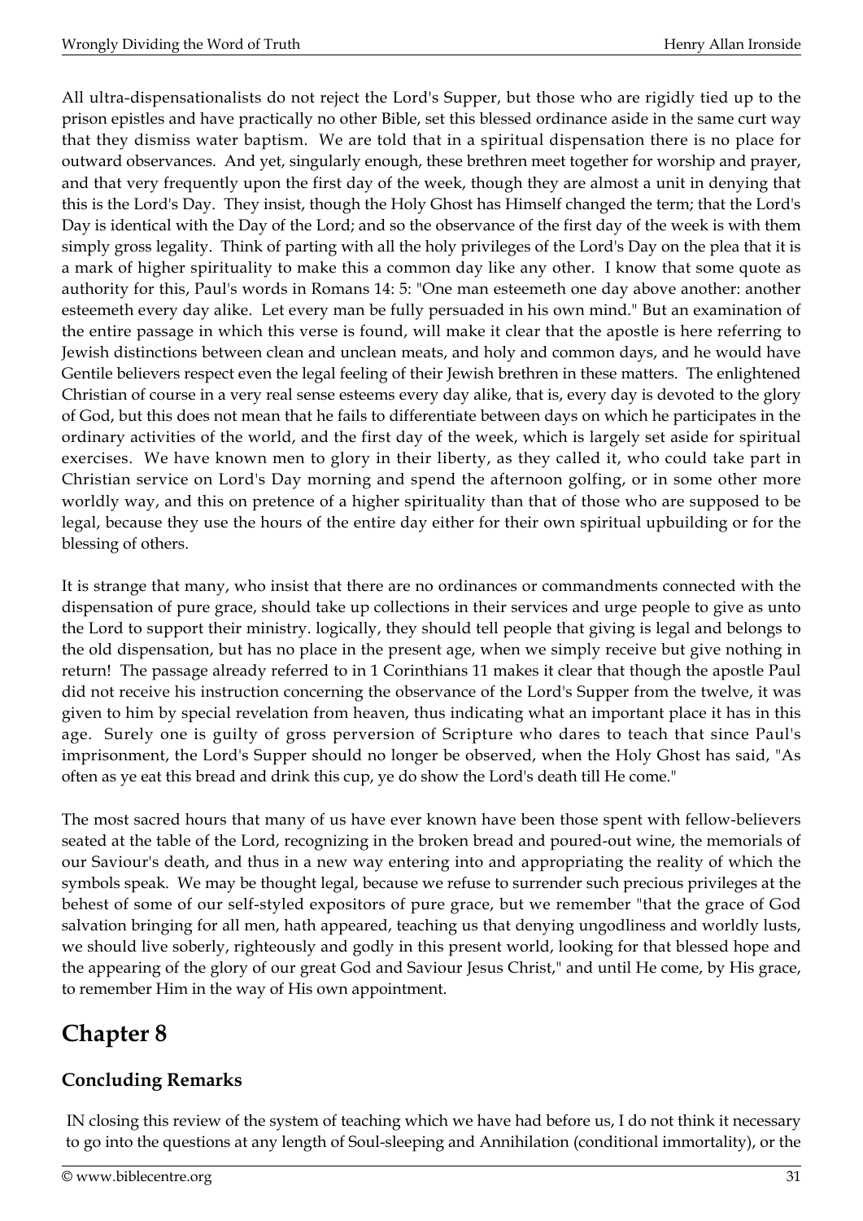All ultra-dispensationalists do not reject the Lord's Supper, but those who are rigidly tied up to the prison epistles and have practically no other Bible, set this blessed ordinance aside in the same curt way that they dismiss water baptism. We are told that in a spiritual dispensation there is no place for outward observances. And yet, singularly enough, these brethren meet together for worship and prayer, and that very frequently upon the first day of the week, though they are almost a unit in denying that this is the Lord's Day. They insist, though the Holy Ghost has Himself changed the term; that the Lord's Day is identical with the Day of the Lord; and so the observance of the first day of the week is with them simply gross legality. Think of parting with all the holy privileges of the Lord's Day on the plea that it is a mark of higher spirituality to make this a common day like any other. I know that some quote as authority for this, Paul's words in Romans 14: 5: "One man esteemeth one day above another: another esteemeth every day alike. Let every man be fully persuaded in his own mind." But an examination of the entire passage in which this verse is found, will make it clear that the apostle is here referring to Jewish distinctions between clean and unclean meats, and holy and common days, and he would have Gentile believers respect even the legal feeling of their Jewish brethren in these matters. The enlightened Christian of course in a very real sense esteems every day alike, that is, every day is devoted to the glory of God, but this does not mean that he fails to differentiate between days on which he participates in the ordinary activities of the world, and the first day of the week, which is largely set aside for spiritual exercises. We have known men to glory in their liberty, as they called it, who could take part in Christian service on Lord's Day morning and spend the afternoon golfing, or in some other more worldly way, and this on pretence of a higher spirituality than that of those who are supposed to be legal, because they use the hours of the entire day either for their own spiritual upbuilding or for the blessing of others.

It is strange that many, who insist that there are no ordinances or commandments connected with the dispensation of pure grace, should take up collections in their services and urge people to give as unto the Lord to support their ministry. logically, they should tell people that giving is legal and belongs to the old dispensation, but has no place in the present age, when we simply receive but give nothing in return! The passage already referred to in 1 Corinthians 11 makes it clear that though the apostle Paul did not receive his instruction concerning the observance of the Lord's Supper from the twelve, it was given to him by special revelation from heaven, thus indicating what an important place it has in this age. Surely one is guilty of gross perversion of Scripture who dares to teach that since Paul's imprisonment, the Lord's Supper should no longer be observed, when the Holy Ghost has said, "As often as ye eat this bread and drink this cup, ye do show the Lord's death till He come."

The most sacred hours that many of us have ever known have been those spent with fellow-believers seated at the table of the Lord, recognizing in the broken bread and poured-out wine, the memorials of our Saviour's death, and thus in a new way entering into and appropriating the reality of which the symbols speak. We may be thought legal, because we refuse to surrender such precious privileges at the behest of some of our self-styled expositors of pure grace, but we remember "that the grace of God salvation bringing for all men, hath appeared, teaching us that denying ungodliness and worldly lusts, we should live soberly, righteously and godly in this present world, looking for that blessed hope and the appearing of the glory of our great God and Saviour Jesus Christ," and until He come, by His grace, to remember Him in the way of His own appointment.

# Chapter 8

## Concluding Remarks

IN closing this review of the system of teaching which we have had before us, I do not think it necessary to go into the questions at any length of Soul-sleeping and Annihilation (conditional immortality), or the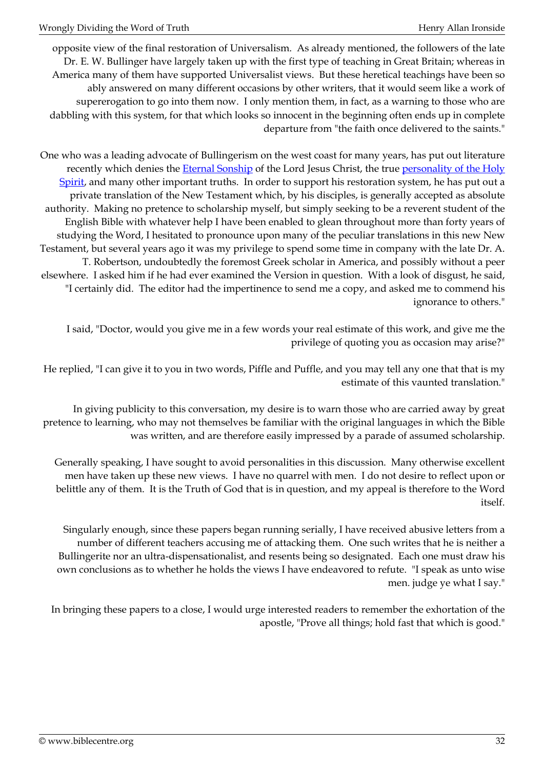opposite view of the final restoration of Universalism. As already mentioned, the followers of the late Dr. E. W. Bullinger have largely taken up with the first type of teaching in Great Britain; whereas in America many of them have supported Universalist views. But these heretical teachings have been so ably answered on many different occasions by other writers, that it would seem like a work of supererogation to go into them now. I only mention them, in fact, as a warning to those who are dabbling with this system, for that which looks so innocent in the beginning often ends up in complete departure from "the faith once delivered to the saints."

One who was a leading advocate of Bullingerism on the west coast for many years, has put out literature recently which denies the Eternal Sonship of the Lord Jesus Christ, the true personality of the Holy Spirit, and many other important truths. In order to support his restoration system, he has put out a private translation of the New Testament which, by his disciples, is generally accepted as absolute authority. Making no pretence to scholarship myself, but simply seeking to be a reverent student of the English Bible with whatever help I have been enabled to glean throughout more than forty years of studying the Word, I hesitated to pronounce upon many of the peculiar translations in this new New Testament, but several years ago it was my privilege to spend some time in company with the late Dr. A. T. Robertson, undoubtedly the foremost Greek scholar in America, and possibly without a peer elsewhere. I asked him if he had ever examined the Version in question. With a look of disgust, he said, "I certainly did. The editor had the impertinence to send me a copy, and asked me to commend his ignorance to others."

I said, "Doctor, would you give me in a few words your real estimate of this work, and give me the privilege of quoting you as occasion may arise?"

He replied, "I can give it to you in two words, Piffle and Puffle, and you may tell any one that that is my estimate of this vaunted translation."

In giving publicity to this conversation, my desire is to warn those who are carried away by great pretence to learning, who may not themselves be familiar with the original languages in which the Bible was written, and are therefore easily impressed by a parade of assumed scholarship.

Generally speaking, I have sought to avoid personalities in this discussion. Many otherwise excellent men have taken up these new views. I have no quarrel with men. I do not desire to reflect upon or belittle any of them. It is the Truth of God that is in question, and my appeal is therefore to the Word itself.

Singularly enough, since these papers began running serially, I have received abusive letters from a number of different teachers accusing me of attacking them. One such writes that he is neither a Bullingerite nor an ultra-dispensationalist, and resents being so designated. Each one must draw his own conclusions as to whether he holds the views I have endeavored to refute. "I speak as unto wise men. judge ye what I say."

In bringing these papers to a close, I would urge interested readers to remember the exhortation of the apostle, "Prove all things; hold fast that which is good."